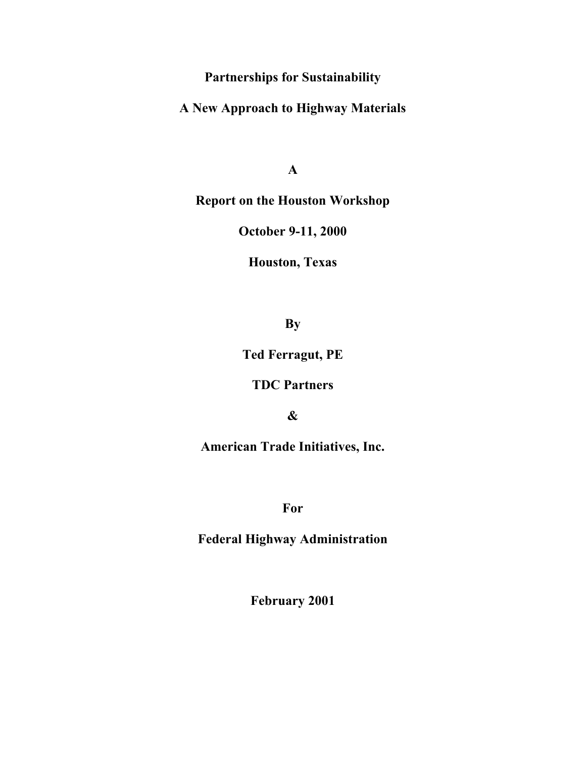# Partnerships for Sustainability

# A New Approach to Highway Materials

**A**

**Report on the Houston Workshop**

**October 9-11, 2000**

**Houston, Texas**

**By**

**Ted Ferragut, PE**

**TDC Partners**

**&**

**American Trade Initiatives, Inc.**

**For**

**Federal Highway Administration**

**February 2001**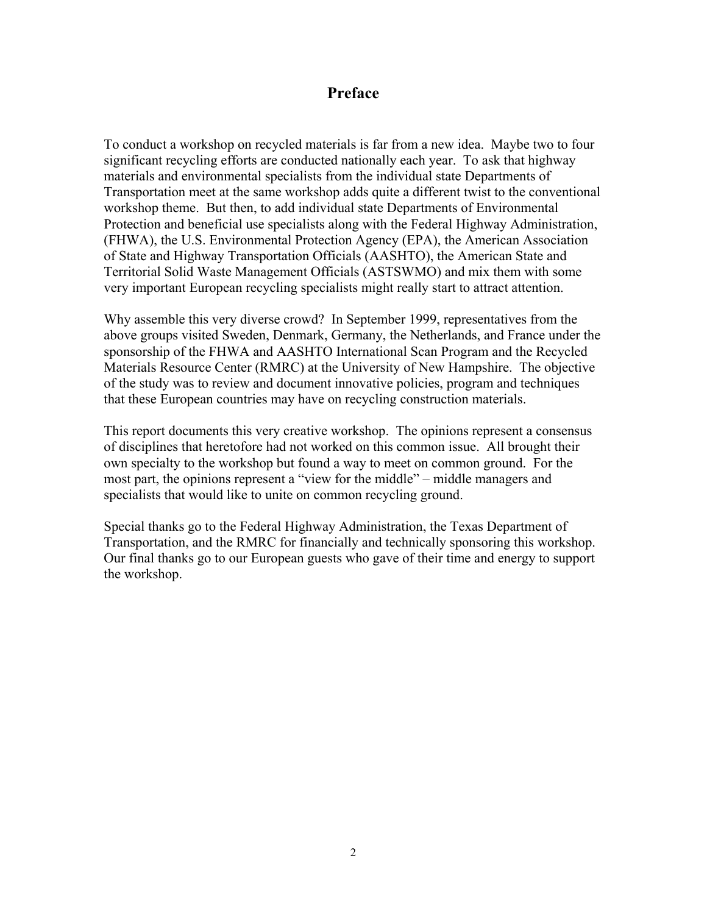# Preface

To conduct a workshop on recycled materials is far from a new idea. Maybe two to four significant recycling efforts are conducted nationally each year. To ask that highway materials and environmental specialists from the individual state Departments of Transportation meet at the same workshop adds quite a different twist to the conventional workshop theme. But then, to add individual state Departments of Environmental Protection and beneficial use specialists along with the Federal Highway Administration, (FHWA), the U.S. Environmental Protection Agency (EPA), the American Association of State and Highway Transportation Officials (AASHTO), the American State and Territorial Solid Waste Management Officials (ASTSWMO) and mix them with some very important European recycling specialists might really start to attract attention.

Why assemble this very diverse crowd? In September 1999, representatives from the above groups visited Sweden, Denmark, Germany, the Netherlands, and France under the sponsorship of the FHWA and AASHTO International Scan Program and the Recycled Materials Resource Center (RMRC) at the University of New Hampshire. The objective of the study was to review and document innovative policies, program and techniques that these European countries may have on recycling construction materials.

This report documents this very creative workshop. The opinions represent a consensus of disciplines that heretofore had not worked on this common issue. All brought their own specialty to the workshop but found a way to meet on common ground. For the most part, the opinions represent a "view for the middle" – middle managers and specialists that would like to unite on common recycling ground.

Special thanks go to the Federal Highway Administration, the Texas Department of Transportation, and the RMRC for financially and technically sponsoring this workshop. Our final thanks go to our European guests who gave of their time and energy to support the workshop.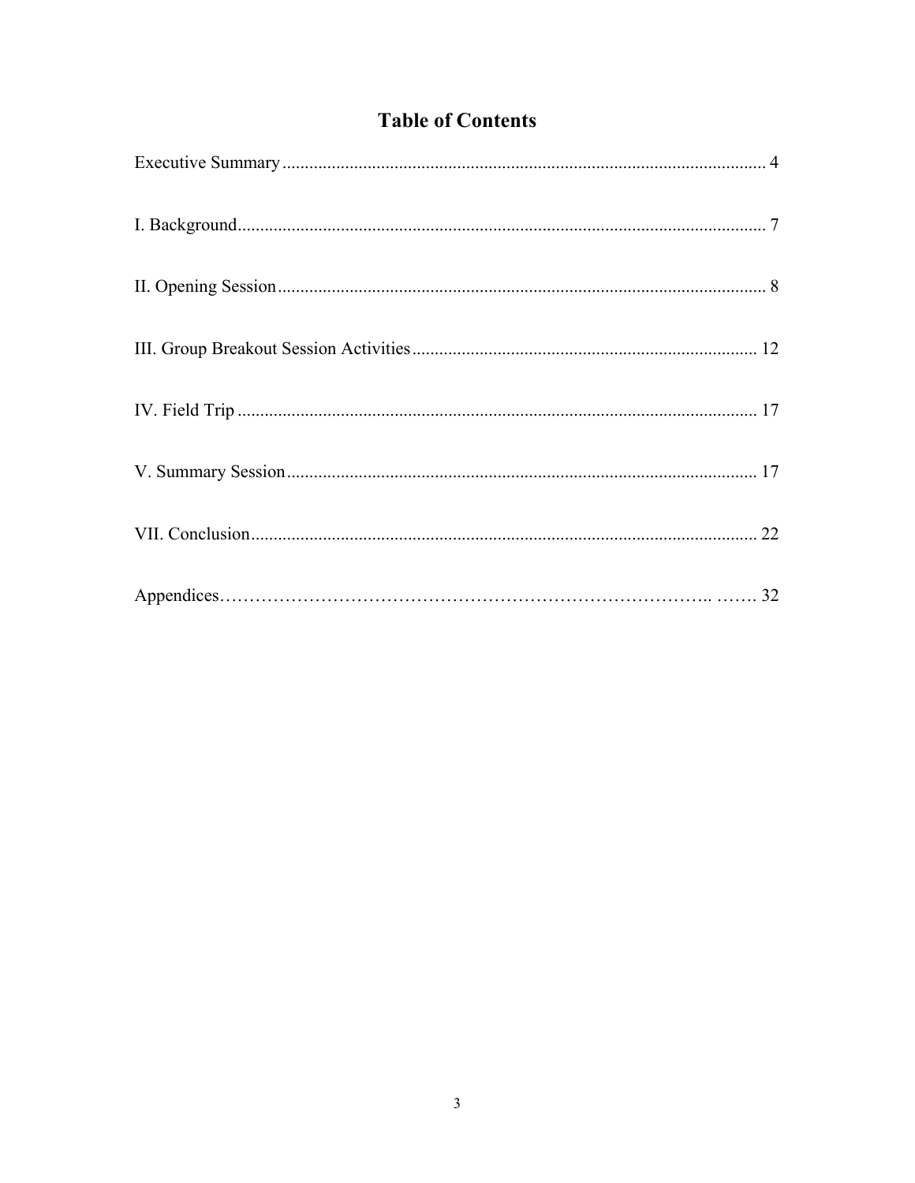# Table of Contents

Executive Summary ........................................................................................................... 4

I. Background..................................................................................................................... 7

II. Opening Session ........................................................................................................... 8

III. Group Breakout Session Activities ............................................................................ 12

IV. Field Trip .................................................................................................................. 17

V. Summary Session ........................................................................................................ 17

VII. Conclusion................................................................................................................ 22

Appendices………………………………………………………………………….. ……. 32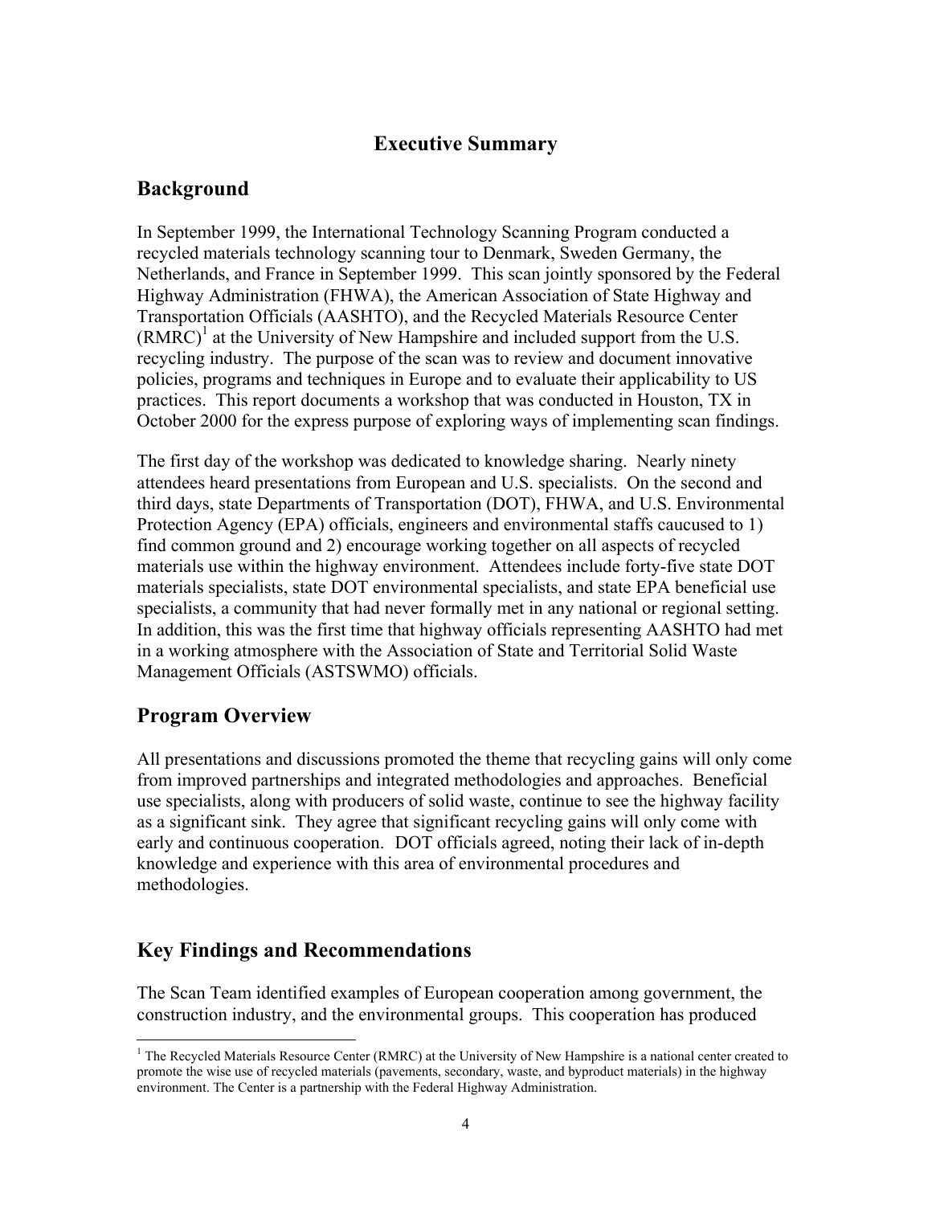# Executive Summary

## Background

In September 1999, the International Technology Scanning Program conducted a recycled materials technology scanning tour to Denmark, Sweden Germany, the Netherlands, and France in September 1999. This scan jointly sponsored by the Federal Highway Administration (FHWA), the American Association of State Highway and Transportation Officials (AASHTO), and the Recycled Materials Resource Center (RMRC)[1] at the University of New Hampshire and included support from the U.S. recycling industry. The purpose of the scan was to review and document innovative policies, programs and techniques in Europe and to evaluate their applicability to US practices. This report documents a workshop that was conducted in Houston, TX in October 2000 for the express purpose of exploring ways of implementing scan findings.

The first day of the workshop was dedicated to knowledge sharing. Nearly ninety attendees heard presentations from European and U.S. specialists. On the second and third days, state Departments of Transportation (DOT), FHWA, and U.S. Environmental Protection Agency (EPA) officials, engineers and environmental staffs caucused to 1) find common ground and 2) encourage working together on all aspects of recycled materials use within the highway environment. Attendees include forty-five state DOT materials specialists, state DOT environmental specialists, and state EPA beneficial use specialists, a community that had never formally met in any national or regional setting. In addition, this was the first time that highway officials representing AASHTO had met in a working atmosphere with the Association of State and Territorial Solid Waste Management Officials (ASTSWMO) officials.

## Program Overview

All presentations and discussions promoted the theme that recycling gains will only come from improved partnerships and integrated methodologies and approaches. Beneficial use specialists, along with producers of solid waste, continue to see the highway facility as a significant sink. They agree that significant recycling gains will only come with early and continuous cooperation. DOT officials agreed, noting their lack of in-depth knowledge and experience with this area of environmental procedures and methodologies.

## Key Findings and Recommendations

The Scan Team identified examples of European cooperation among government, the construction industry, and the environmental groups. This cooperation has produced

[1] The Recycled Materials Resource Center (RMRC) at the University of New Hampshire is a national center created to promote the wise use of recycled materials (pavements, secondary, waste, and byproduct materials) in the highway environment. The Center is a partnership with the Federal Highway Administration.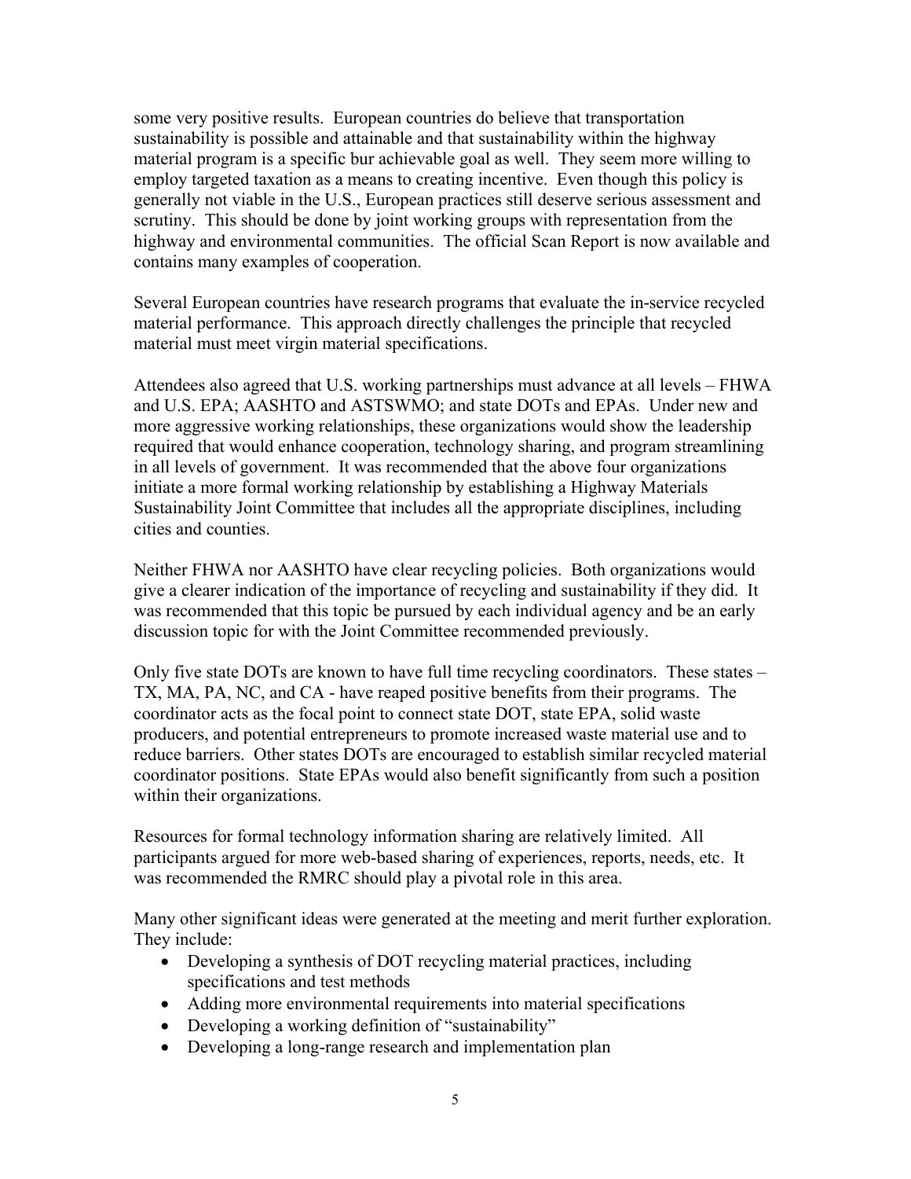some very positive results. European countries do believe that transportation sustainability is possible and attainable and that sustainability within the highway material program is a specific bur achievable goal as well. They seem more willing to employ targeted taxation as a means to creating incentive. Even though this policy is generally not viable in the U.S., European practices still deserve serious assessment and scrutiny. This should be done by joint working groups with representation from the highway and environmental communities. The official Scan Report is now available and contains many examples of cooperation.

Several European countries have research programs that evaluate the in-service recycled material performance. This approach directly challenges the principle that recycled material must meet virgin material specifications.

Attendees also agreed that U.S. working partnerships must advance at all levels – FHWA and U.S. EPA; AASHTO and ASTSWMO; and state DOTs and EPAs. Under new and more aggressive working relationships, these organizations would show the leadership required that would enhance cooperation, technology sharing, and program streamlining in all levels of government. It was recommended that the above four organizations initiate a more formal working relationship by establishing a Highway Materials Sustainability Joint Committee that includes all the appropriate disciplines, including cities and counties.

Neither FHWA nor AASHTO have clear recycling policies. Both organizations would give a clearer indication of the importance of recycling and sustainability if they did. It was recommended that this topic be pursued by each individual agency and be an early discussion topic for with the Joint Committee recommended previously.

Only five state DOTs are known to have full time recycling coordinators. These states – TX, MA, PA, NC, and CA - have reaped positive benefits from their programs. The coordinator acts as the focal point to connect state DOT, state EPA, solid waste producers, and potential entrepreneurs to promote increased waste material use and to reduce barriers. Other states DOTs are encouraged to establish similar recycled material coordinator positions. State EPAs would also benefit significantly from such a position within their organizations.

Resources for formal technology information sharing are relatively limited. All participants argued for more web-based sharing of experiences, reports, needs, etc. It was recommended the RMRC should play a pivotal role in this area.

Many other significant ideas were generated at the meeting and merit further exploration. They include:

- Developing a synthesis of DOT recycling material practices, including specifications and test methods
- Adding more environmental requirements into material specifications
- Developing a working definition of "sustainability"
- Developing a long-range research and implementation plan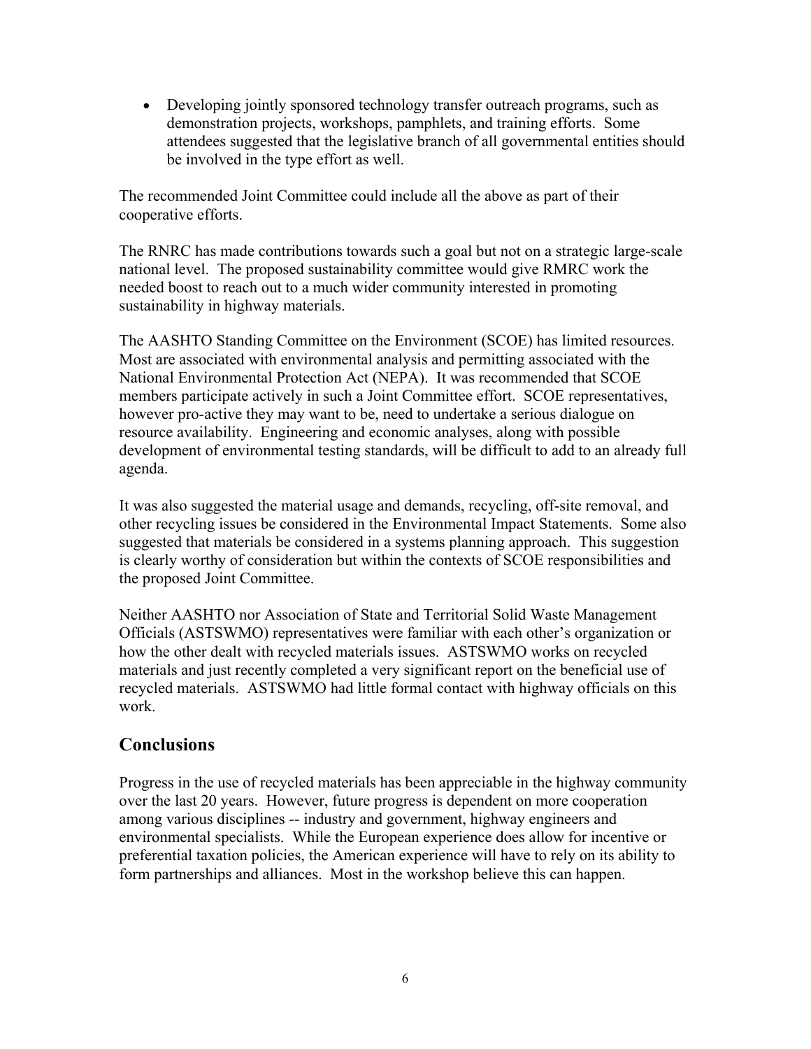- Developing jointly sponsored technology transfer outreach programs, such as demonstration projects, workshops, pamphlets, and training efforts. Some attendees suggested that the legislative branch of all governmental entities should be involved in the type effort as well.

The recommended Joint Committee could include all the above as part of their cooperative efforts.

The RNRC has made contributions towards such a goal but not on a strategic large-scale national level. The proposed sustainability committee would give RMRC work the needed boost to reach out to a much wider community interested in promoting sustainability in highway materials.

The AASHTO Standing Committee on the Environment (SCOE) has limited resources. Most are associated with environmental analysis and permitting associated with the National Environmental Protection Act (NEPA). It was recommended that SCOE members participate actively in such a Joint Committee effort. SCOE representatives, however pro-active they may want to be, need to undertake a serious dialogue on resource availability. Engineering and economic analyses, along with possible development of environmental testing standards, will be difficult to add to an already full agenda.

It was also suggested the material usage and demands, recycling, off-site removal, and other recycling issues be considered in the Environmental Impact Statements. Some also suggested that materials be considered in a systems planning approach. This suggestion is clearly worthy of consideration but within the contexts of SCOE responsibilities and the proposed Joint Committee.

Neither AASHTO nor Association of State and Territorial Solid Waste Management Officials (ASTSWMO) representatives were familiar with each other's organization or how the other dealt with recycled materials issues. ASTSWMO works on recycled materials and just recently completed a very significant report on the beneficial use of recycled materials. ASTSWMO had little formal contact with highway officials on this work.

## Conclusions

Progress in the use of recycled materials has been appreciable in the highway community over the last 20 years. However, future progress is dependent on more cooperation among various disciplines -- industry and government, highway engineers and environmental specialists. While the European experience does allow for incentive or preferential taxation policies, the American experience will have to rely on its ability to form partnerships and alliances. Most in the workshop believe this can happen.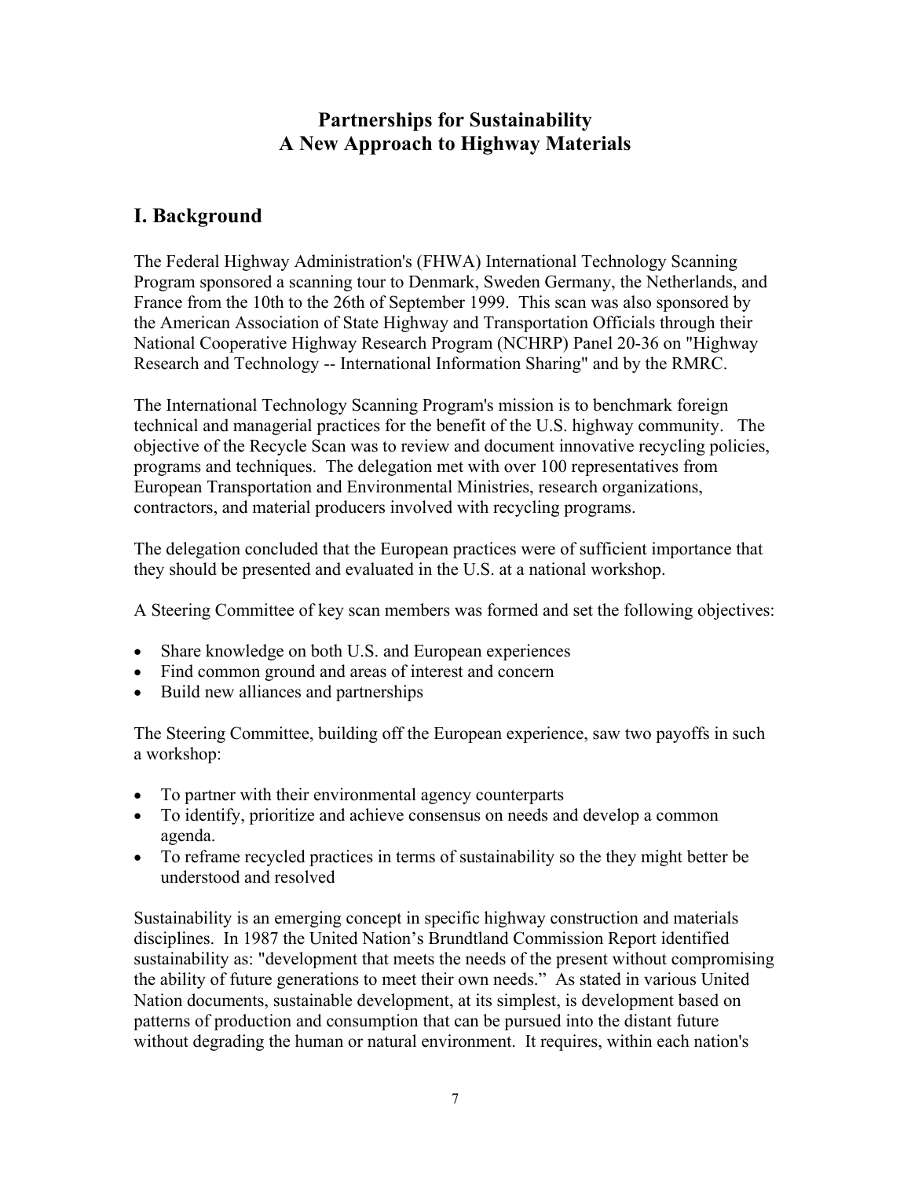# Partnerships for Sustainability
# A New Approach to Highway Materials

## I. Background

The Federal Highway Administration's (FHWA) International Technology Scanning Program sponsored a scanning tour to Denmark, Sweden Germany, the Netherlands, and France from the 10th to the 26th of September 1999. This scan was also sponsored by the American Association of State Highway and Transportation Officials through their National Cooperative Highway Research Program (NCHRP) Panel 20-36 on "Highway Research and Technology -- International Information Sharing" and by the RMRC.

The International Technology Scanning Program's mission is to benchmark foreign technical and managerial practices for the benefit of the U.S. highway community. The objective of the Recycle Scan was to review and document innovative recycling policies, programs and techniques. The delegation met with over 100 representatives from European Transportation and Environmental Ministries, research organizations, contractors, and material producers involved with recycling programs.

The delegation concluded that the European practices were of sufficient importance that they should be presented and evaluated in the U.S. at a national workshop.

A Steering Committee of key scan members was formed and set the following objectives:

- Share knowledge on both U.S. and European experiences
- Find common ground and areas of interest and concern
- Build new alliances and partnerships

The Steering Committee, building off the European experience, saw two payoffs in such a workshop:

- To partner with their environmental agency counterparts
- To identify, prioritize and achieve consensus on needs and develop a common agenda.
- To reframe recycled practices in terms of sustainability so the they might better be understood and resolved

Sustainability is an emerging concept in specific highway construction and materials disciplines. In 1987 the United Nation's Brundtland Commission Report identified sustainability as: "development that meets the needs of the present without compromising the ability of future generations to meet their own needs." As stated in various United Nation documents, sustainable development, at its simplest, is development based on patterns of production and consumption that can be pursued into the distant future without degrading the human or natural environment. It requires, within each nation's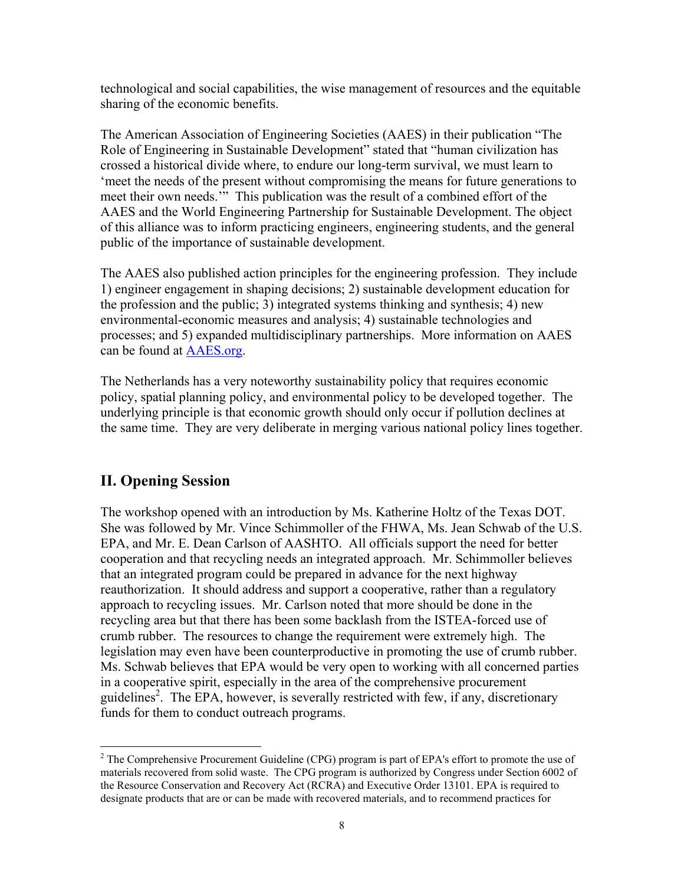technological and social capabilities, the wise management of resources and the equitable sharing of the economic benefits.

The American Association of Engineering Societies (AAES) in their publication "The Role of Engineering in Sustainable Development" stated that "human civilization has crossed a historical divide where, to endure our long-term survival, we must learn to 'meet the needs of the present without compromising the means for future generations to meet their own needs.'" This publication was the result of a combined effort of the AAES and the World Engineering Partnership for Sustainable Development. The object of this alliance was to inform practicing engineers, engineering students, and the general public of the importance of sustainable development.

The AAES also published action principles for the engineering profession. They include 1) engineer engagement in shaping decisions; 2) sustainable development education for the profession and the public; 3) integrated systems thinking and synthesis; 4) new environmental-economic measures and analysis; 4) sustainable technologies and processes; and 5) expanded multidisciplinary partnerships. More information on AAES can be found at [AAES.org](AAES.org).

The Netherlands has a very noteworthy sustainability policy that requires economic policy, spatial planning policy, and environmental policy to be developed together. The underlying principle is that economic growth should only occur if pollution declines at the same time. They are very deliberate in merging various national policy lines together.

## II. Opening Session

The workshop opened with an introduction by Ms. Katherine Holtz of the Texas DOT. She was followed by Mr. Vince Schimmoller of the FHWA, Ms. Jean Schwab of the U.S. EPA, and Mr. E. Dean Carlson of AASHTO. All officials support the need for better cooperation and that recycling needs an integrated approach. Mr. Schimmoller believes that an integrated program could be prepared in advance for the next highway reauthorization. It should address and support a cooperative, rather than a regulatory approach to recycling issues. Mr. Carlson noted that more should be done in the recycling area but that there has been some backlash from the ISTEA-forced use of crumb rubber. The resources to change the requirement were extremely high. The legislation may even have been counterproductive in promoting the use of crumb rubber. Ms. Schwab believes that EPA would be very open to working with all concerned parties in a cooperative spirit, especially in the area of the comprehensive procurement guidelines[2]. The EPA, however, is severally restricted with few, if any, discretionary funds for them to conduct outreach programs.

[2] The Comprehensive Procurement Guideline (CPG) program is part of EPA's effort to promote the use of materials recovered from solid waste. The CPG program is authorized by Congress under Section 6002 of the Resource Conservation and Recovery Act (RCRA) and Executive Order 13101. EPA is required to designate products that are or can be made with recovered materials, and to recommend practices for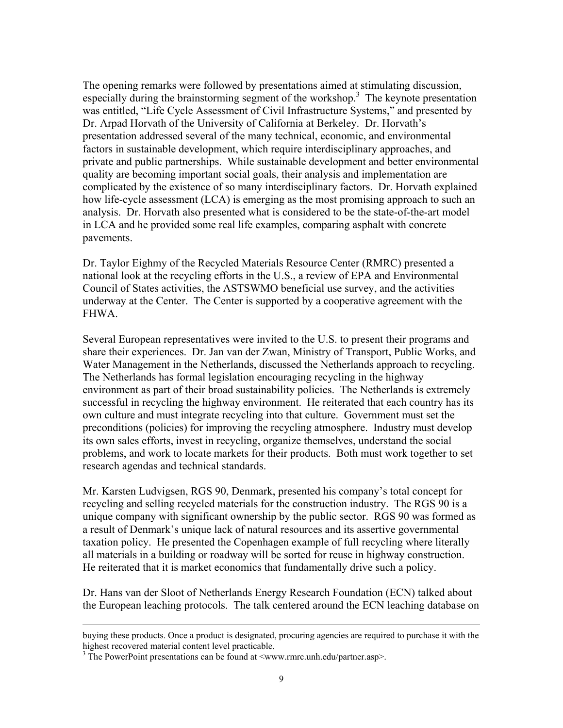The opening remarks were followed by presentations aimed at stimulating discussion, especially during the brainstorming segment of the workshop.[3] The keynote presentation was entitled, "Life Cycle Assessment of Civil Infrastructure Systems," and presented by Dr. Arpad Horvath of the University of California at Berkeley. Dr. Horvath's presentation addressed several of the many technical, economic, and environmental factors in sustainable development, which require interdisciplinary approaches, and private and public partnerships. While sustainable development and better environmental quality are becoming important social goals, their analysis and implementation are complicated by the existence of so many interdisciplinary factors. Dr. Horvath explained how life-cycle assessment (LCA) is emerging as the most promising approach to such an analysis. Dr. Horvath also presented what is considered to be the state-of-the-art model in LCA and he provided some real life examples, comparing asphalt with concrete pavements.

Dr. Taylor Eighmy of the Recycled Materials Resource Center (RMRC) presented a national look at the recycling efforts in the U.S., a review of EPA and Environmental Council of States activities, the ASTSWMO beneficial use survey, and the activities underway at the Center. The Center is supported by a cooperative agreement with the FHWA.

Several European representatives were invited to the U.S. to present their programs and share their experiences. Dr. Jan van der Zwan, Ministry of Transport, Public Works, and Water Management in the Netherlands, discussed the Netherlands approach to recycling. The Netherlands has formal legislation encouraging recycling in the highway environment as part of their broad sustainability policies. The Netherlands is extremely successful in recycling the highway environment. He reiterated that each country has its own culture and must integrate recycling into that culture. Government must set the preconditions (policies) for improving the recycling atmosphere. Industry must develop its own sales efforts, invest in recycling, organize themselves, understand the social problems, and work to locate markets for their products. Both must work together to set research agendas and technical standards.

Mr. Karsten Ludvigsen, RGS 90, Denmark, presented his company's total concept for recycling and selling recycled materials for the construction industry. The RGS 90 is a unique company with significant ownership by the public sector. RGS 90 was formed as a result of Denmark's unique lack of natural resources and its assertive governmental taxation policy. He presented the Copenhagen example of full recycling where literally all materials in a building or roadway will be sorted for reuse in highway construction. He reiterated that it is market economics that fundamentally drive such a policy.

Dr. Hans van der Sloot of Netherlands Energy Research Foundation (ECN) talked about the European leaching protocols. The talk centered around the ECN leaching database on

---

buying these products. Once a product is designated, procuring agencies are required to purchase it with the highest recovered material content level practicable.

[3] The PowerPoint presentations can be found at <www.rmrc.unh.edu/partner.asp>.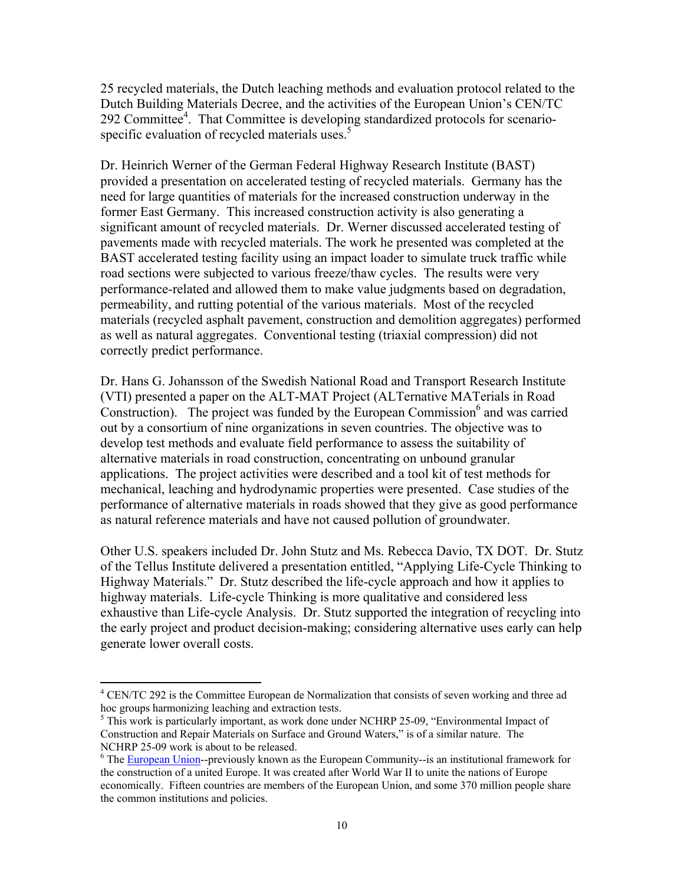25 recycled materials, the Dutch leaching methods and evaluation protocol related to the Dutch Building Materials Decree, and the activities of the European Union's CEN/TC 292 Committee[4]. That Committee is developing standardized protocols for scenario-specific evaluation of recycled materials uses.[5]

Dr. Heinrich Werner of the German Federal Highway Research Institute (BAST) provided a presentation on accelerated testing of recycled materials. Germany has the need for large quantities of materials for the increased construction underway in the former East Germany. This increased construction activity is also generating a significant amount of recycled materials. Dr. Werner discussed accelerated testing of pavements made with recycled materials. The work he presented was completed at the BAST accelerated testing facility using an impact loader to simulate truck traffic while road sections were subjected to various freeze/thaw cycles. The results were very performance-related and allowed them to make value judgments based on degradation, permeability, and rutting potential of the various materials. Most of the recycled materials (recycled asphalt pavement, construction and demolition aggregates) performed as well as natural aggregates. Conventional testing (triaxial compression) did not correctly predict performance.

Dr. Hans G. Johansson of the Swedish National Road and Transport Research Institute (VTI) presented a paper on the ALT-MAT Project (ALTernative MATerials in Road Construction). The project was funded by the European Commission[6] and was carried out by a consortium of nine organizations in seven countries. The objective was to develop test methods and evaluate field performance to assess the suitability of alternative materials in road construction, concentrating on unbound granular applications. The project activities were described and a tool kit of test methods for mechanical, leaching and hydrodynamic properties were presented. Case studies of the performance of alternative materials in roads showed that they give as good performance as natural reference materials and have not caused pollution of groundwater.

Other U.S. speakers included Dr. John Stutz and Ms. Rebecca Davio, TX DOT. Dr. Stutz of the Tellus Institute delivered a presentation entitled, "Applying Life-Cycle Thinking to Highway Materials." Dr. Stutz described the life-cycle approach and how it applies to highway materials. Life-cycle Thinking is more qualitative and considered less exhaustive than Life-cycle Analysis. Dr. Stutz supported the integration of recycling into the early project and product decision-making; considering alternative uses early can help generate lower overall costs.

---

[4] CEN/TC 292 is the Committee European de Normalization that consists of seven working and three ad hoc groups harmonizing leaching and extraction tests.

[5] This work is particularly important, as work done under NCHRP 25-09, "Environmental Impact of Construction and Repair Materials on Surface and Ground Waters," is of a similar nature. The NCHRP 25-09 work is about to be released.

[6] The European Union--previously known as the European Community--is an institutional framework for the construction of a united Europe. It was created after World War II to unite the nations of Europe economically. Fifteen countries are members of the European Union, and some 370 million people share the common institutions and policies.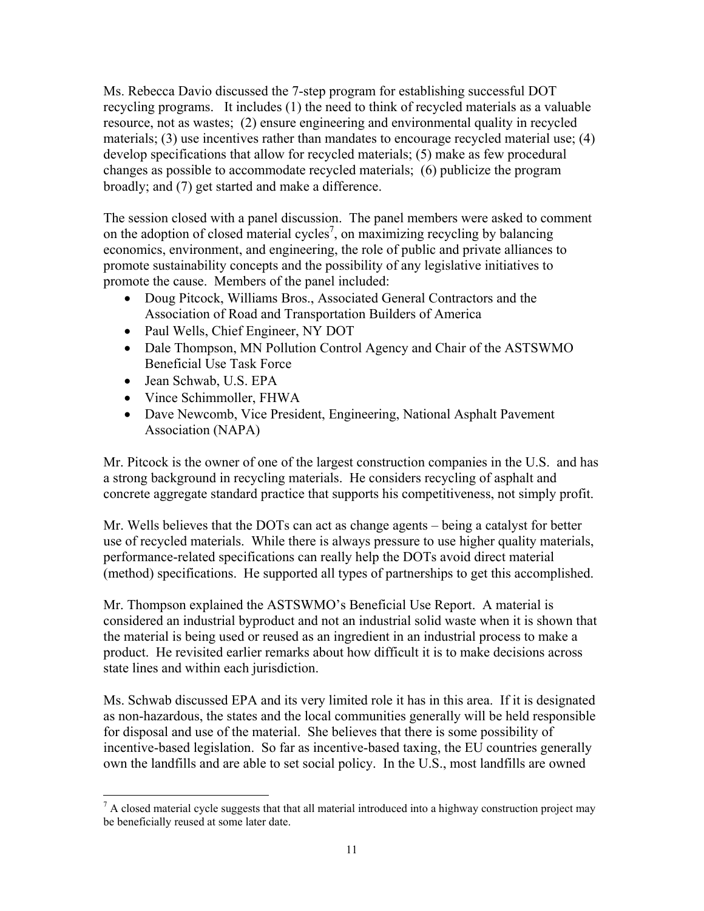Ms. Rebecca Davio discussed the 7-step program for establishing successful DOT recycling programs. It includes (1) the need to think of recycled materials as a valuable resource, not as wastes; (2) ensure engineering and environmental quality in recycled materials; (3) use incentives rather than mandates to encourage recycled material use; (4) develop specifications that allow for recycled materials; (5) make as few procedural changes as possible to accommodate recycled materials; (6) publicize the program broadly; and (7) get started and make a difference.

The session closed with a panel discussion. The panel members were asked to comment on the adoption of closed material cycles[7], on maximizing recycling by balancing economics, environment, and engineering, the role of public and private alliances to promote sustainability concepts and the possibility of any legislative initiatives to promote the cause. Members of the panel included:

- Doug Pitcock, Williams Bros., Associated General Contractors and the Association of Road and Transportation Builders of America
- Paul Wells, Chief Engineer, NY DOT
- Dale Thompson, MN Pollution Control Agency and Chair of the ASTSWMO Beneficial Use Task Force
- Jean Schwab, U.S. EPA
- Vince Schimmoller, FHWA
- Dave Newcomb, Vice President, Engineering, National Asphalt Pavement Association (NAPA)

Mr. Pitcock is the owner of one of the largest construction companies in the U.S. and has a strong background in recycling materials. He considers recycling of asphalt and concrete aggregate standard practice that supports his competitiveness, not simply profit.

Mr. Wells believes that the DOTs can act as change agents – being a catalyst for better use of recycled materials. While there is always pressure to use higher quality materials, performance-related specifications can really help the DOTs avoid direct material (method) specifications. He supported all types of partnerships to get this accomplished.

Mr. Thompson explained the ASTSWMO's Beneficial Use Report. A material is considered an industrial byproduct and not an industrial solid waste when it is shown that the material is being used or reused as an ingredient in an industrial process to make a product. He revisited earlier remarks about how difficult it is to make decisions across state lines and within each jurisdiction.

Ms. Schwab discussed EPA and its very limited role it has in this area. If it is designated as non-hazardous, the states and the local communities generally will be held responsible for disposal and use of the material. She believes that there is some possibility of incentive-based legislation. So far as incentive-based taxing, the EU countries generally own the landfills and are able to set social policy. In the U.S., most landfills are owned

[7] A closed material cycle suggests that that all material introduced into a highway construction project may be beneficially reused at some later date.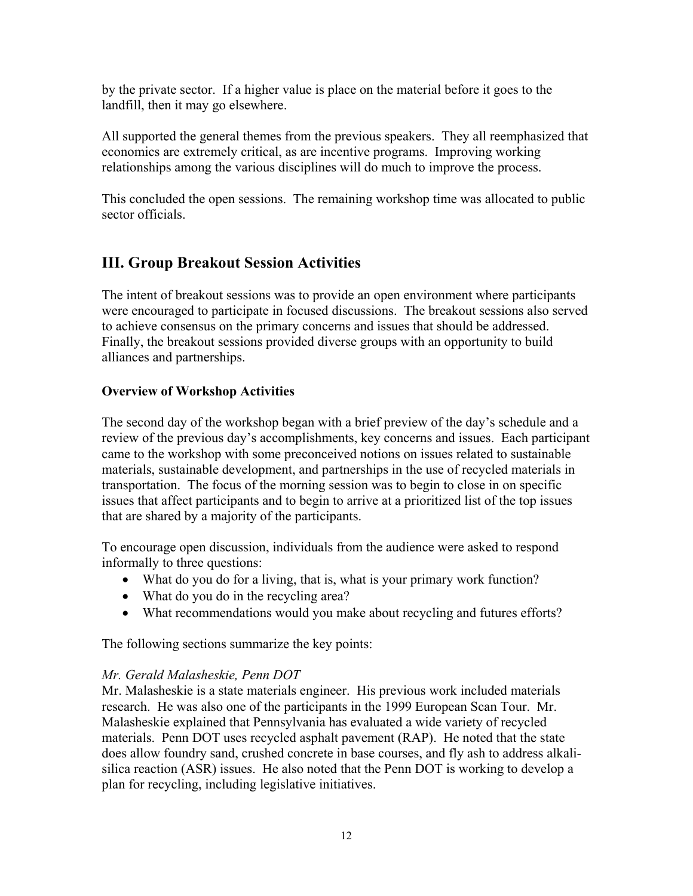by the private sector. If a higher value is place on the material before it goes to the landfill, then it may go elsewhere.

All supported the general themes from the previous speakers. They all reemphasized that economics are extremely critical, as are incentive programs. Improving working relationships among the various disciplines will do much to improve the process.

This concluded the open sessions. The remaining workshop time was allocated to public sector officials.

## III. Group Breakout Session Activities

The intent of breakout sessions was to provide an open environment where participants were encouraged to participate in focused discussions. The breakout sessions also served to achieve consensus on the primary concerns and issues that should be addressed. Finally, the breakout sessions provided diverse groups with an opportunity to build alliances and partnerships.

### Overview of Workshop Activities

The second day of the workshop began with a brief preview of the day's schedule and a review of the previous day's accomplishments, key concerns and issues. Each participant came to the workshop with some preconceived notions on issues related to sustainable materials, sustainable development, and partnerships in the use of recycled materials in transportation. The focus of the morning session was to begin to close in on specific issues that affect participants and to begin to arrive at a prioritized list of the top issues that are shared by a majority of the participants.

To encourage open discussion, individuals from the audience were asked to respond informally to three questions:

- What do you do for a living, that is, what is your primary work function?
- What do you do in the recycling area?
- What recommendations would you make about recycling and futures efforts?

The following sections summarize the key points:

*Mr. Gerald Malasheskie, Penn DOT*
Mr. Malasheskie is a state materials engineer. His previous work included materials research. He was also one of the participants in the 1999 European Scan Tour. Mr. Malasheskie explained that Pennsylvania has evaluated a wide variety of recycled materials. Penn DOT uses recycled asphalt pavement (RAP). He noted that the state does allow foundry sand, crushed concrete in base courses, and fly ash to address alkali-silica reaction (ASR) issues. He also noted that the Penn DOT is working to develop a plan for recycling, including legislative initiatives.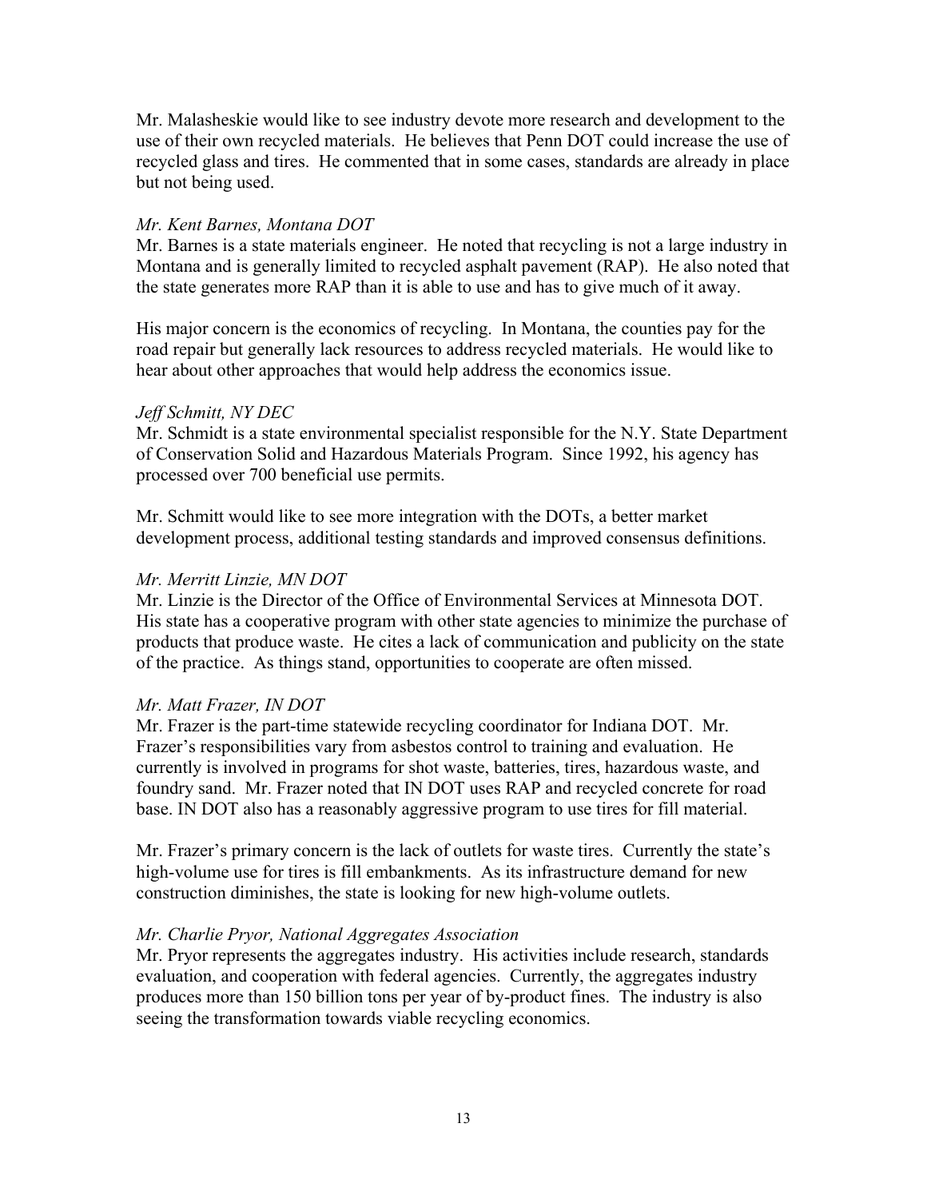Mr. Malasheskie would like to see industry devote more research and development to the use of their own recycled materials. He believes that Penn DOT could increase the use of recycled glass and tires. He commented that in some cases, standards are already in place but not being used.

*Mr. Kent Barnes, Montana DOT*
Mr. Barnes is a state materials engineer. He noted that recycling is not a large industry in Montana and is generally limited to recycled asphalt pavement (RAP). He also noted that the state generates more RAP than it is able to use and has to give much of it away.

His major concern is the economics of recycling. In Montana, the counties pay for the road repair but generally lack resources to address recycled materials. He would like to hear about other approaches that would help address the economics issue.

*Jeff Schmitt, NY DEC*
Mr. Schmidt is a state environmental specialist responsible for the N.Y. State Department of Conservation Solid and Hazardous Materials Program. Since 1992, his agency has processed over 700 beneficial use permits.

Mr. Schmitt would like to see more integration with the DOTs, a better market development process, additional testing standards and improved consensus definitions.

*Mr. Merritt Linzie, MN DOT*
Mr. Linzie is the Director of the Office of Environmental Services at Minnesota DOT. His state has a cooperative program with other state agencies to minimize the purchase of products that produce waste. He cites a lack of communication and publicity on the state of the practice. As things stand, opportunities to cooperate are often missed.

*Mr. Matt Frazer, IN DOT*
Mr. Frazer is the part-time statewide recycling coordinator for Indiana DOT. Mr. Frazer's responsibilities vary from asbestos control to training and evaluation. He currently is involved in programs for shot waste, batteries, tires, hazardous waste, and foundry sand. Mr. Frazer noted that IN DOT uses RAP and recycled concrete for road base. IN DOT also has a reasonably aggressive program to use tires for fill material.

Mr. Frazer's primary concern is the lack of outlets for waste tires. Currently the state's high-volume use for tires is fill embankments. As its infrastructure demand for new construction diminishes, the state is looking for new high-volume outlets.

*Mr. Charlie Pryor, National Aggregates Association*
Mr. Pryor represents the aggregates industry. His activities include research, standards evaluation, and cooperation with federal agencies. Currently, the aggregates industry produces more than 150 billion tons per year of by-product fines. The industry is also seeing the transformation towards viable recycling economics.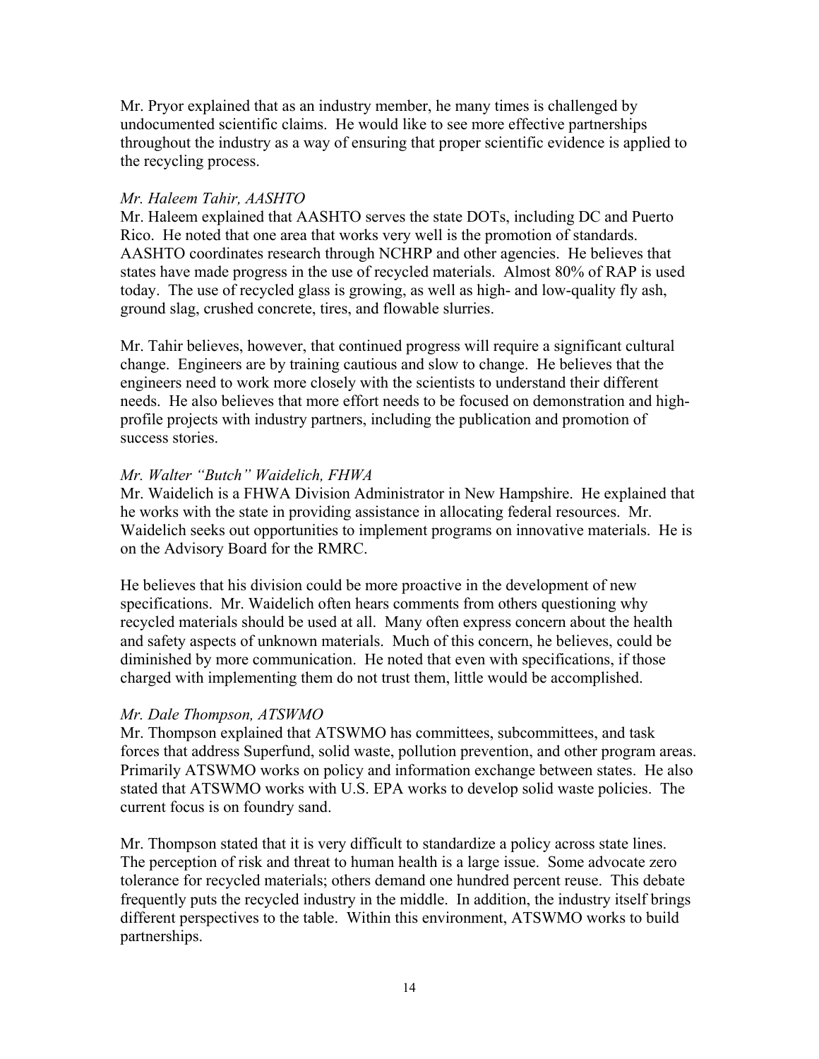Mr. Pryor explained that as an industry member, he many times is challenged by undocumented scientific claims. He would like to see more effective partnerships throughout the industry as a way of ensuring that proper scientific evidence is applied to the recycling process.

*Mr. Haleem Tahir, AASHTO*

Mr. Haleem explained that AASHTO serves the state DOTs, including DC and Puerto Rico. He noted that one area that works very well is the promotion of standards. AASHTO coordinates research through NCHRP and other agencies. He believes that states have made progress in the use of recycled materials. Almost 80% of RAP is used today. The use of recycled glass is growing, as well as high- and low-quality fly ash, ground slag, crushed concrete, tires, and flowable slurries.

Mr. Tahir believes, however, that continued progress will require a significant cultural change. Engineers are by training cautious and slow to change. He believes that the engineers need to work more closely with the scientists to understand their different needs. He also believes that more effort needs to be focused on demonstration and high-profile projects with industry partners, including the publication and promotion of success stories.

*Mr. Walter "Butch" Waidelich, FHWA*

Mr. Waidelich is a FHWA Division Administrator in New Hampshire. He explained that he works with the state in providing assistance in allocating federal resources. Mr. Waidelich seeks out opportunities to implement programs on innovative materials. He is on the Advisory Board for the RMRC.

He believes that his division could be more proactive in the development of new specifications. Mr. Waidelich often hears comments from others questioning why recycled materials should be used at all. Many often express concern about the health and safety aspects of unknown materials. Much of this concern, he believes, could be diminished by more communication. He noted that even with specifications, if those charged with implementing them do not trust them, little would be accomplished.

*Mr. Dale Thompson, ATSWMO*

Mr. Thompson explained that ATSWMO has committees, subcommittees, and task forces that address Superfund, solid waste, pollution prevention, and other program areas. Primarily ATSWMO works on policy and information exchange between states. He also stated that ATSWMO works with U.S. EPA works to develop solid waste policies. The current focus is on foundry sand.

Mr. Thompson stated that it is very difficult to standardize a policy across state lines. The perception of risk and threat to human health is a large issue. Some advocate zero tolerance for recycled materials; others demand one hundred percent reuse. This debate frequently puts the recycled industry in the middle. In addition, the industry itself brings different perspectives to the table. Within this environment, ATSWMO works to build partnerships.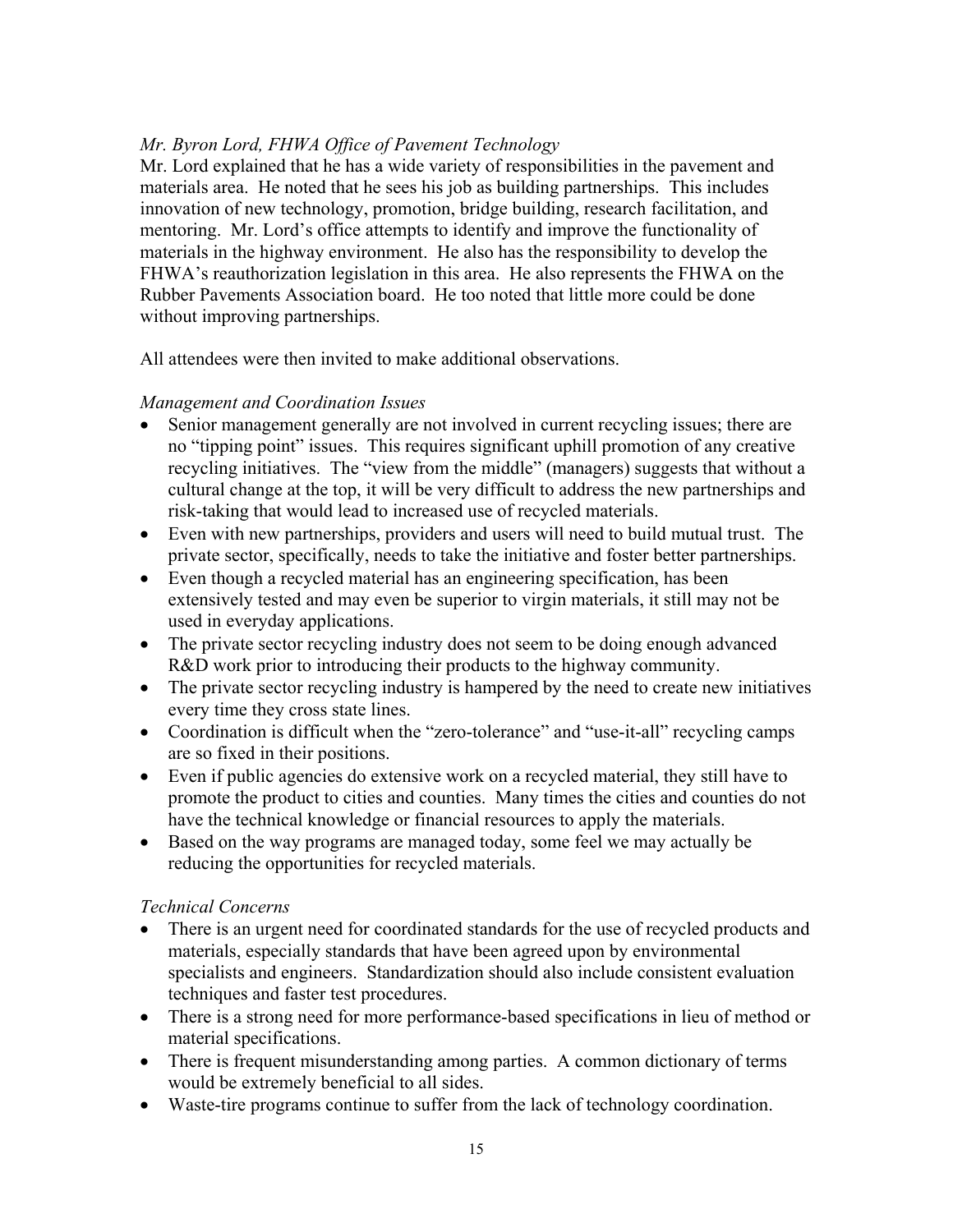*Mr. Byron Lord, FHWA Office of Pavement Technology*

Mr. Lord explained that he has a wide variety of responsibilities in the pavement and materials area. He noted that he sees his job as building partnerships. This includes innovation of new technology, promotion, bridge building, research facilitation, and mentoring. Mr. Lord's office attempts to identify and improve the functionality of materials in the highway environment. He also has the responsibility to develop the FHWA's reauthorization legislation in this area. He also represents the FHWA on the Rubber Pavements Association board. He too noted that little more could be done without improving partnerships.

All attendees were then invited to make additional observations.

*Management and Coordination Issues*

- Senior management generally are not involved in current recycling issues; there are no "tipping point" issues. This requires significant uphill promotion of any creative recycling initiatives. The "view from the middle" (managers) suggests that without a cultural change at the top, it will be very difficult to address the new partnerships and risk-taking that would lead to increased use of recycled materials.
- Even with new partnerships, providers and users will need to build mutual trust. The private sector, specifically, needs to take the initiative and foster better partnerships.
- Even though a recycled material has an engineering specification, has been extensively tested and may even be superior to virgin materials, it still may not be used in everyday applications.
- The private sector recycling industry does not seem to be doing enough advanced R&D work prior to introducing their products to the highway community.
- The private sector recycling industry is hampered by the need to create new initiatives every time they cross state lines.
- Coordination is difficult when the "zero-tolerance" and "use-it-all" recycling camps are so fixed in their positions.
- Even if public agencies do extensive work on a recycled material, they still have to promote the product to cities and counties. Many times the cities and counties do not have the technical knowledge or financial resources to apply the materials.
- Based on the way programs are managed today, some feel we may actually be reducing the opportunities for recycled materials.

*Technical Concerns*

- There is an urgent need for coordinated standards for the use of recycled products and materials, especially standards that have been agreed upon by environmental specialists and engineers. Standardization should also include consistent evaluation techniques and faster test procedures.
- There is a strong need for more performance-based specifications in lieu of method or material specifications.
- There is frequent misunderstanding among parties. A common dictionary of terms would be extremely beneficial to all sides.
- Waste-tire programs continue to suffer from the lack of technology coordination.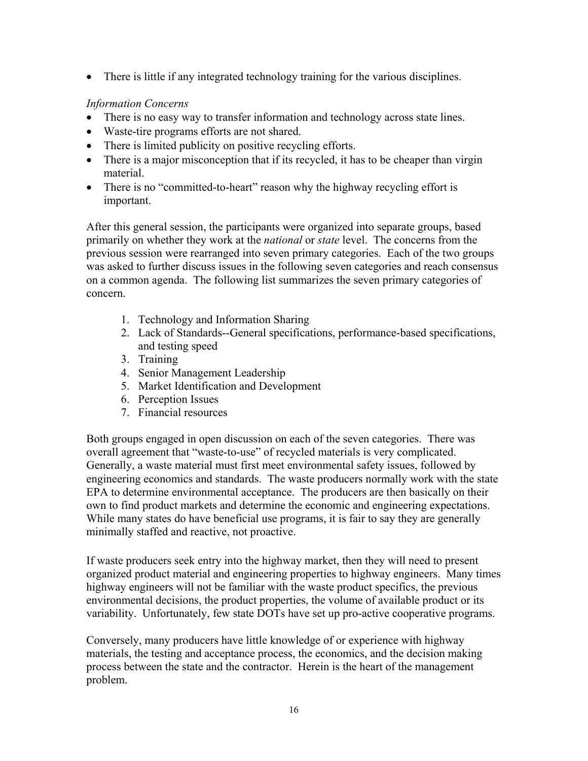- There is little if any integrated technology training for the various disciplines.

*Information Concerns*

- There is no easy way to transfer information and technology across state lines.
- Waste-tire programs efforts are not shared.
- There is limited publicity on positive recycling efforts.
- There is a major misconception that if its recycled, it has to be cheaper than virgin material.
- There is no "committed-to-heart" reason why the highway recycling effort is important.

After this general session, the participants were organized into separate groups, based primarily on whether they work at the *national* or *state* level. The concerns from the previous session were rearranged into seven primary categories. Each of the two groups was asked to further discuss issues in the following seven categories and reach consensus on a common agenda. The following list summarizes the seven primary categories of concern.

1. Technology and Information Sharing
2. Lack of Standards--General specifications, performance-based specifications, and testing speed
3. Training
4. Senior Management Leadership
5. Market Identification and Development
6. Perception Issues
7. Financial resources

Both groups engaged in open discussion on each of the seven categories. There was overall agreement that "waste-to-use" of recycled materials is very complicated. Generally, a waste material must first meet environmental safety issues, followed by engineering economics and standards. The waste producers normally work with the state EPA to determine environmental acceptance. The producers are then basically on their own to find product markets and determine the economic and engineering expectations. While many states do have beneficial use programs, it is fair to say they are generally minimally staffed and reactive, not proactive.

If waste producers seek entry into the highway market, then they will need to present organized product material and engineering properties to highway engineers. Many times highway engineers will not be familiar with the waste product specifics, the previous environmental decisions, the product properties, the volume of available product or its variability. Unfortunately, few state DOTs have set up pro-active cooperative programs.

Conversely, many producers have little knowledge of or experience with highway materials, the testing and acceptance process, the economics, and the decision making process between the state and the contractor. Herein is the heart of the management problem.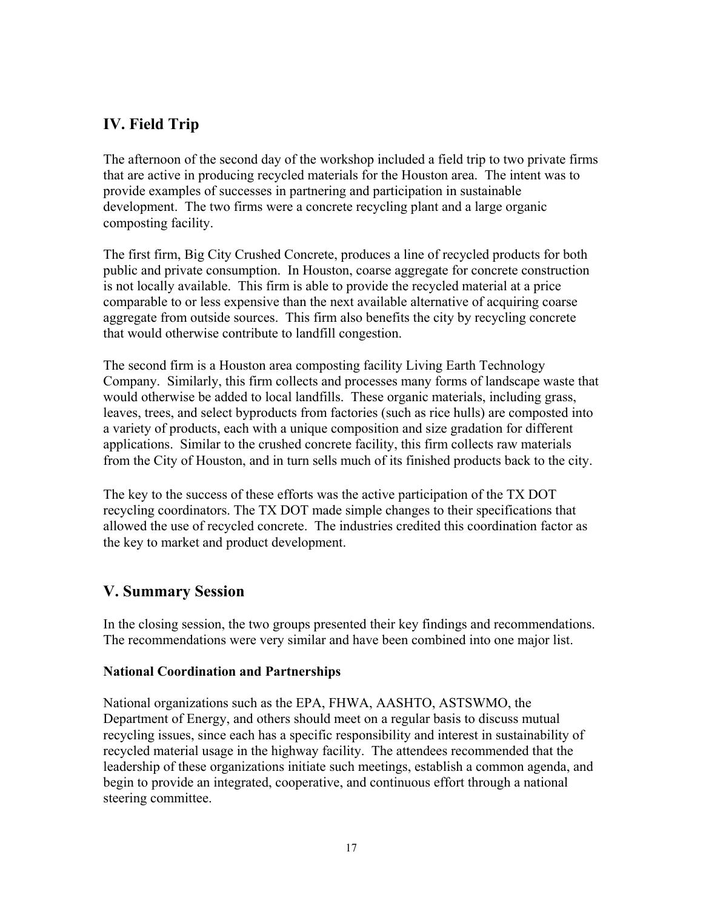## IV. Field Trip

The afternoon of the second day of the workshop included a field trip to two private firms that are active in producing recycled materials for the Houston area. The intent was to provide examples of successes in partnering and participation in sustainable development. The two firms were a concrete recycling plant and a large organic composting facility.

The first firm, Big City Crushed Concrete, produces a line of recycled products for both public and private consumption. In Houston, coarse aggregate for concrete construction is not locally available. This firm is able to provide the recycled material at a price comparable to or less expensive than the next available alternative of acquiring coarse aggregate from outside sources. This firm also benefits the city by recycling concrete that would otherwise contribute to landfill congestion.

The second firm is a Houston area composting facility Living Earth Technology Company. Similarly, this firm collects and processes many forms of landscape waste that would otherwise be added to local landfills. These organic materials, including grass, leaves, trees, and select byproducts from factories (such as rice hulls) are composted into a variety of products, each with a unique composition and size gradation for different applications. Similar to the crushed concrete facility, this firm collects raw materials from the City of Houston, and in turn sells much of its finished products back to the city.

The key to the success of these efforts was the active participation of the TX DOT recycling coordinators. The TX DOT made simple changes to their specifications that allowed the use of recycled concrete. The industries credited this coordination factor as the key to market and product development.

## V. Summary Session

In the closing session, the two groups presented their key findings and recommendations. The recommendations were very similar and have been combined into one major list.

### National Coordination and Partnerships

National organizations such as the EPA, FHWA, AASHTO, ASTSWMO, the Department of Energy, and others should meet on a regular basis to discuss mutual recycling issues, since each has a specific responsibility and interest in sustainability of recycled material usage in the highway facility. The attendees recommended that the leadership of these organizations initiate such meetings, establish a common agenda, and begin to provide an integrated, cooperative, and continuous effort through a national steering committee.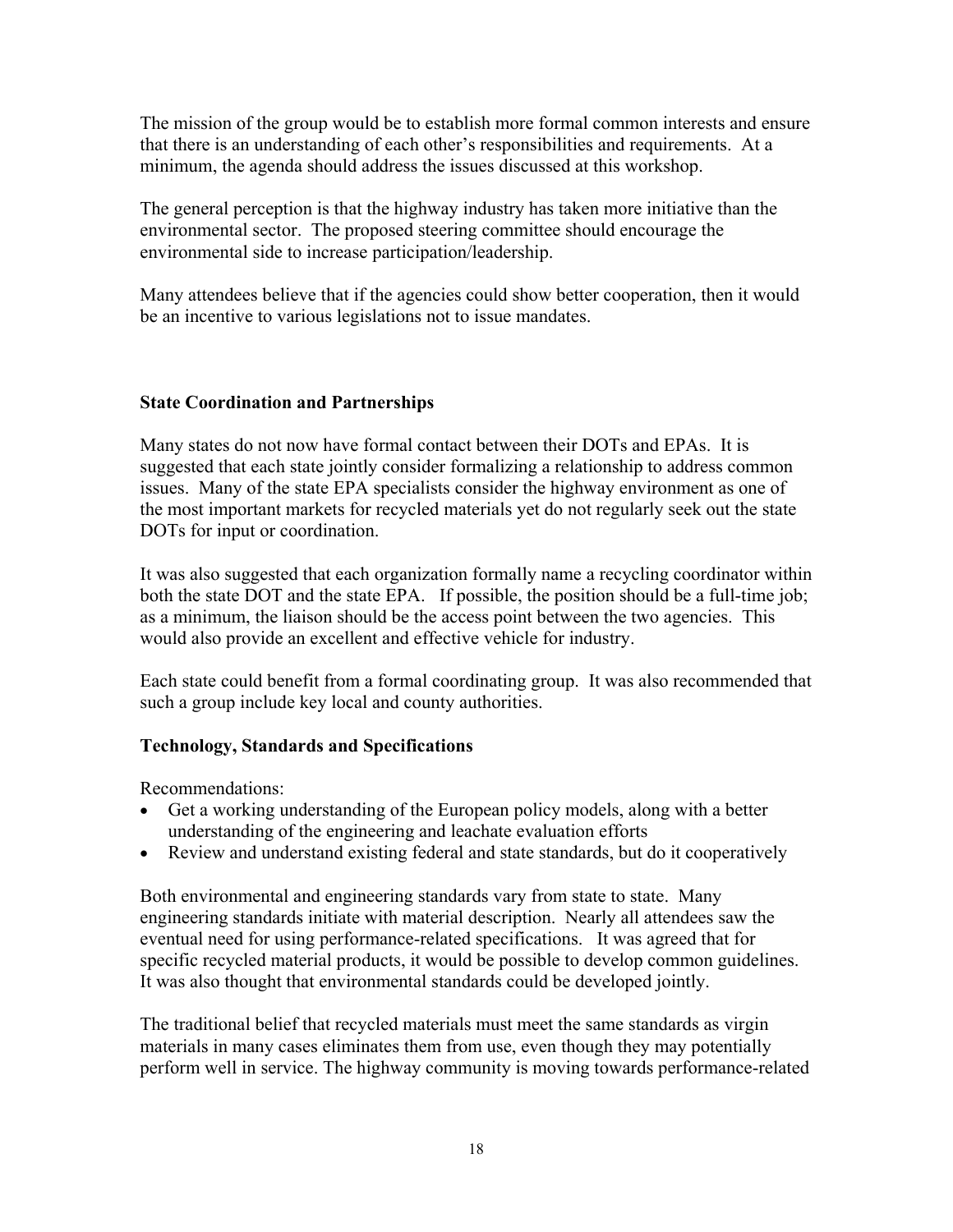The mission of the group would be to establish more formal common interests and ensure that there is an understanding of each other's responsibilities and requirements. At a minimum, the agenda should address the issues discussed at this workshop.

The general perception is that the highway industry has taken more initiative than the environmental sector. The proposed steering committee should encourage the environmental side to increase participation/leadership.

Many attendees believe that if the agencies could show better cooperation, then it would be an incentive to various legislations not to issue mandates.

### State Coordination and Partnerships

Many states do not now have formal contact between their DOTs and EPAs. It is suggested that each state jointly consider formalizing a relationship to address common issues. Many of the state EPA specialists consider the highway environment as one of the most important markets for recycled materials yet do not regularly seek out the state DOTs for input or coordination.

It was also suggested that each organization formally name a recycling coordinator within both the state DOT and the state EPA. If possible, the position should be a full-time job; as a minimum, the liaison should be the access point between the two agencies. This would also provide an excellent and effective vehicle for industry.

Each state could benefit from a formal coordinating group. It was also recommended that such a group include key local and county authorities.

### Technology, Standards and Specifications

Recommendations:

- Get a working understanding of the European policy models, along with a better understanding of the engineering and leachate evaluation efforts
- Review and understand existing federal and state standards, but do it cooperatively

Both environmental and engineering standards vary from state to state. Many engineering standards initiate with material description. Nearly all attendees saw the eventual need for using performance-related specifications. It was agreed that for specific recycled material products, it would be possible to develop common guidelines. It was also thought that environmental standards could be developed jointly.

The traditional belief that recycled materials must meet the same standards as virgin materials in many cases eliminates them from use, even though they may potentially perform well in service. The highway community is moving towards performance-related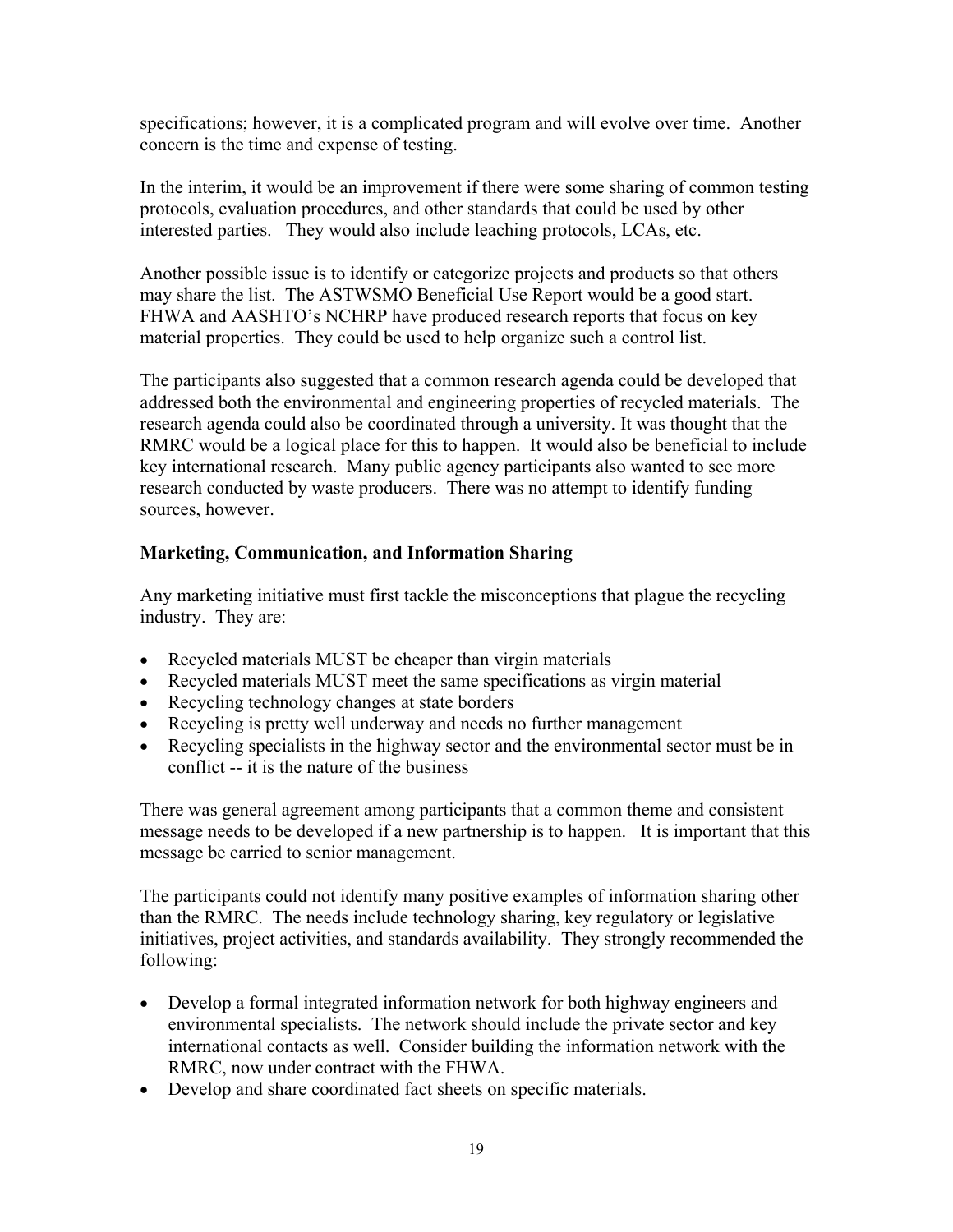specifications; however, it is a complicated program and will evolve over time. Another concern is the time and expense of testing.

In the interim, it would be an improvement if there were some sharing of common testing protocols, evaluation procedures, and other standards that could be used by other interested parties. They would also include leaching protocols, LCAs, etc.

Another possible issue is to identify or categorize projects and products so that others may share the list. The ASTWSMO Beneficial Use Report would be a good start. FHWA and AASHTO's NCHRP have produced research reports that focus on key material properties. They could be used to help organize such a control list.

The participants also suggested that a common research agenda could be developed that addressed both the environmental and engineering properties of recycled materials. The research agenda could also be coordinated through a university. It was thought that the RMRC would be a logical place for this to happen. It would also be beneficial to include key international research. Many public agency participants also wanted to see more research conducted by waste producers. There was no attempt to identify funding sources, however.

**Marketing, Communication, and Information Sharing**

Any marketing initiative must first tackle the misconceptions that plague the recycling industry. They are:

- Recycled materials MUST be cheaper than virgin materials
- Recycled materials MUST meet the same specifications as virgin material
- Recycling technology changes at state borders
- Recycling is pretty well underway and needs no further management
- Recycling specialists in the highway sector and the environmental sector must be in conflict -- it is the nature of the business

There was general agreement among participants that a common theme and consistent message needs to be developed if a new partnership is to happen. It is important that this message be carried to senior management.

The participants could not identify many positive examples of information sharing other than the RMRC. The needs include technology sharing, key regulatory or legislative initiatives, project activities, and standards availability. They strongly recommended the following:

- Develop a formal integrated information network for both highway engineers and environmental specialists. The network should include the private sector and key international contacts as well. Consider building the information network with the RMRC, now under contract with the FHWA.
- Develop and share coordinated fact sheets on specific materials.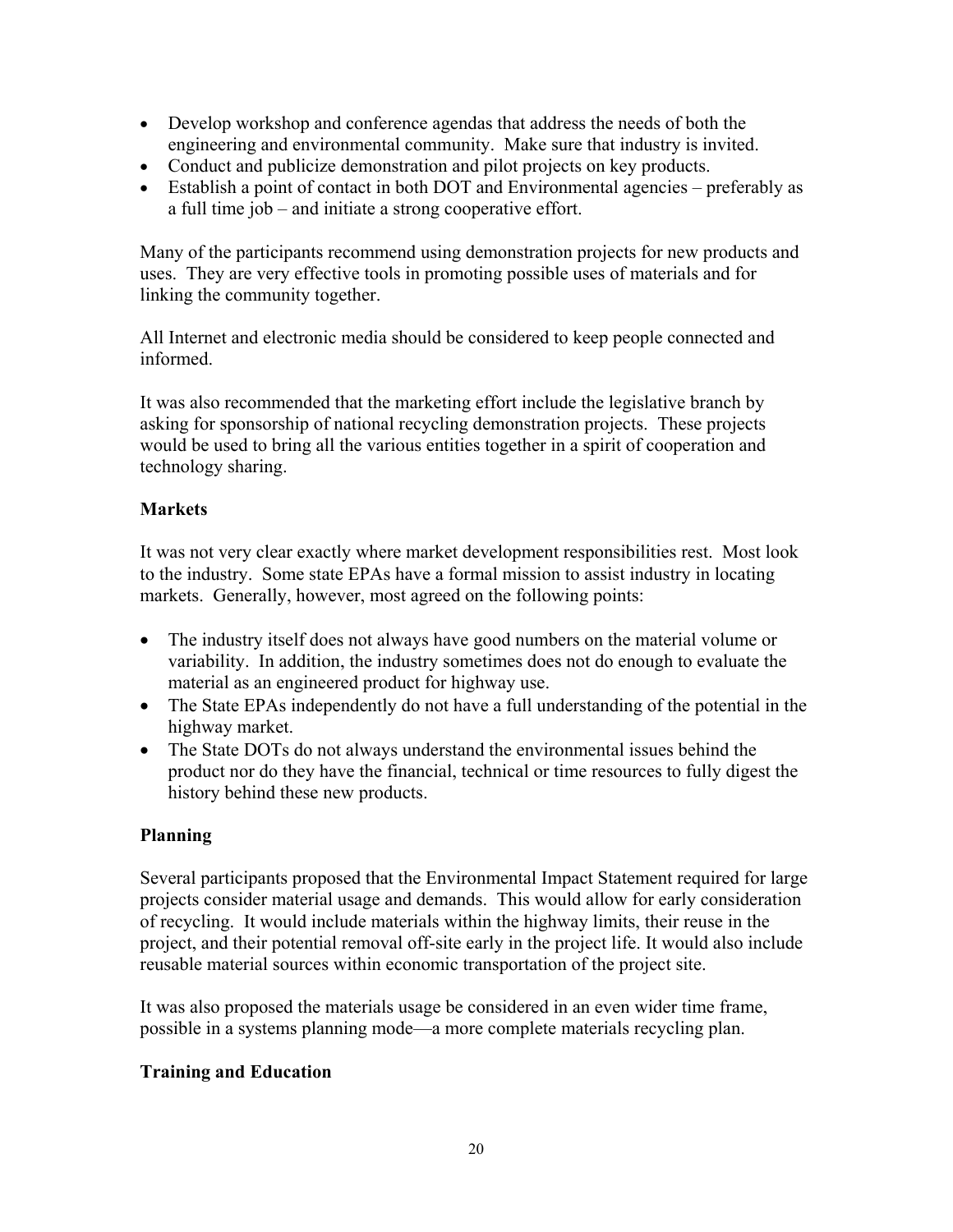- Develop workshop and conference agendas that address the needs of both the engineering and environmental community. Make sure that industry is invited.
- Conduct and publicize demonstration and pilot projects on key products.
- Establish a point of contact in both DOT and Environmental agencies – preferably as a full time job – and initiate a strong cooperative effort.

Many of the participants recommend using demonstration projects for new products and uses. They are very effective tools in promoting possible uses of materials and for linking the community together.

All Internet and electronic media should be considered to keep people connected and informed.

It was also recommended that the marketing effort include the legislative branch by asking for sponsorship of national recycling demonstration projects. These projects would be used to bring all the various entities together in a spirit of cooperation and technology sharing.

**Markets**

It was not very clear exactly where market development responsibilities rest. Most look to the industry. Some state EPAs have a formal mission to assist industry in locating markets. Generally, however, most agreed on the following points:

- The industry itself does not always have good numbers on the material volume or variability. In addition, the industry sometimes does not do enough to evaluate the material as an engineered product for highway use.
- The State EPAs independently do not have a full understanding of the potential in the highway market.
- The State DOTs do not always understand the environmental issues behind the product nor do they have the financial, technical or time resources to fully digest the history behind these new products.

**Planning**

Several participants proposed that the Environmental Impact Statement required for large projects consider material usage and demands. This would allow for early consideration of recycling. It would include materials within the highway limits, their reuse in the project, and their potential removal off-site early in the project life. It would also include reusable material sources within economic transportation of the project site.

It was also proposed the materials usage be considered in an even wider time frame, possible in a systems planning mode—a more complete materials recycling plan.

**Training and Education**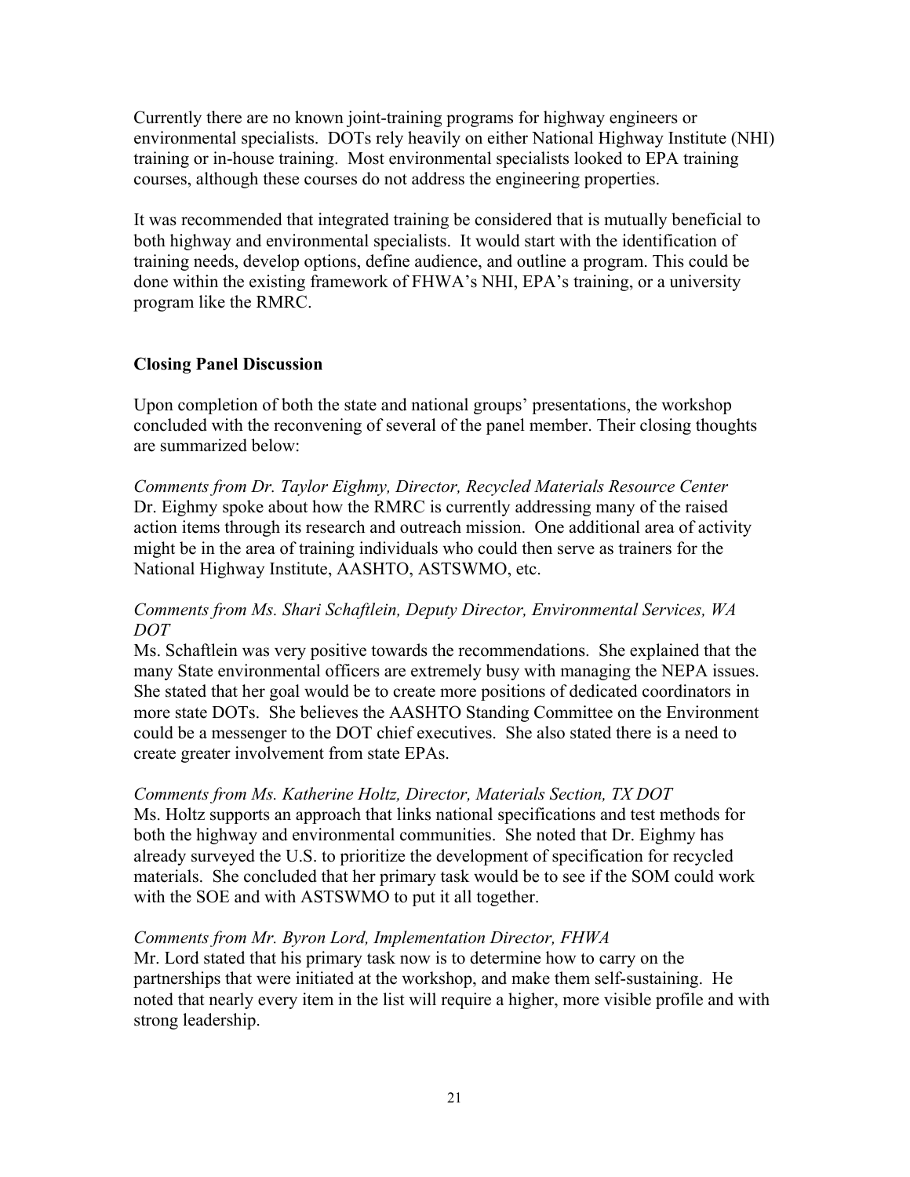Currently there are no known joint-training programs for highway engineers or environmental specialists. DOTs rely heavily on either National Highway Institute (NHI) training or in-house training. Most environmental specialists looked to EPA training courses, although these courses do not address the engineering properties.

It was recommended that integrated training be considered that is mutually beneficial to both highway and environmental specialists. It would start with the identification of training needs, develop options, define audience, and outline a program. This could be done within the existing framework of FHWA's NHI, EPA's training, or a university program like the RMRC.

**Closing Panel Discussion**

Upon completion of both the state and national groups' presentations, the workshop concluded with the reconvening of several of the panel member. Their closing thoughts are summarized below:

*Comments from Dr. Taylor Eighmy, Director, Recycled Materials Resource Center*
Dr. Eighmy spoke about how the RMRC is currently addressing many of the raised action items through its research and outreach mission. One additional area of activity might be in the area of training individuals who could then serve as trainers for the National Highway Institute, AASHTO, ASTSWMO, etc.

*Comments from Ms. Shari Schaftlein, Deputy Director, Environmental Services, WA DOT*
Ms. Schaftlein was very positive towards the recommendations. She explained that the many State environmental officers are extremely busy with managing the NEPA issues. She stated that her goal would be to create more positions of dedicated coordinators in more state DOTs. She believes the AASHTO Standing Committee on the Environment could be a messenger to the DOT chief executives. She also stated there is a need to create greater involvement from state EPAs.

*Comments from Ms. Katherine Holtz, Director, Materials Section, TX DOT*
Ms. Holtz supports an approach that links national specifications and test methods for both the highway and environmental communities. She noted that Dr. Eighmy has already surveyed the U.S. to prioritize the development of specification for recycled materials. She concluded that her primary task would be to see if the SOM could work with the SOE and with ASTSWMO to put it all together.

*Comments from Mr. Byron Lord, Implementation Director, FHWA*
Mr. Lord stated that his primary task now is to determine how to carry on the partnerships that were initiated at the workshop, and make them self-sustaining. He noted that nearly every item in the list will require a higher, more visible profile and with strong leadership.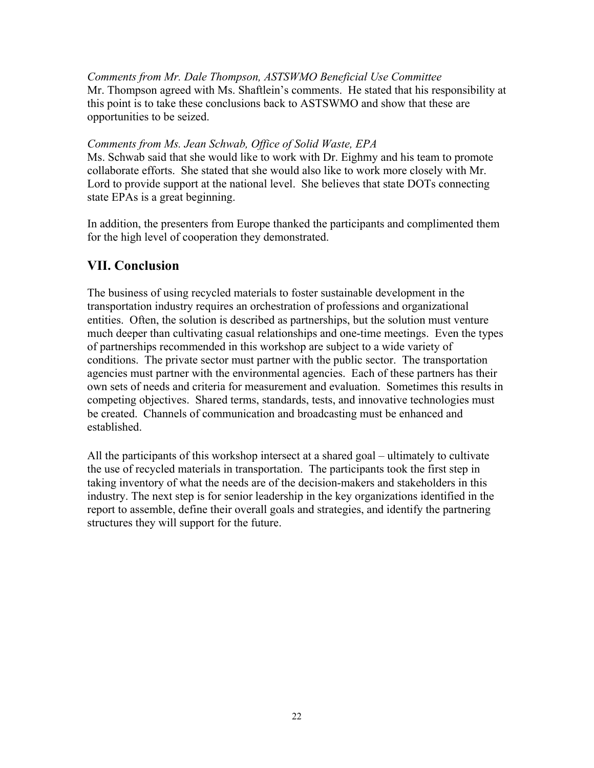*Comments from Mr. Dale Thompson, ASTSWMO Beneficial Use Committee*

Mr. Thompson agreed with Ms. Shaftlein's comments. He stated that his responsibility at this point is to take these conclusions back to ASTSWMO and show that these are opportunities to be seized.

*Comments from Ms. Jean Schwab, Office of Solid Waste, EPA*

Ms. Schwab said that she would like to work with Dr. Eighmy and his team to promote collaborate efforts. She stated that she would also like to work more closely with Mr. Lord to provide support at the national level. She believes that state DOTs connecting state EPAs is a great beginning.

In addition, the presenters from Europe thanked the participants and complimented them for the high level of cooperation they demonstrated.

## VII. Conclusion

The business of using recycled materials to foster sustainable development in the transportation industry requires an orchestration of professions and organizational entities. Often, the solution is described as partnerships, but the solution must venture much deeper than cultivating casual relationships and one-time meetings. Even the types of partnerships recommended in this workshop are subject to a wide variety of conditions. The private sector must partner with the public sector. The transportation agencies must partner with the environmental agencies. Each of these partners has their own sets of needs and criteria for measurement and evaluation. Sometimes this results in competing objectives. Shared terms, standards, tests, and innovative technologies must be created. Channels of communication and broadcasting must be enhanced and established.

All the participants of this workshop intersect at a shared goal – ultimately to cultivate the use of recycled materials in transportation. The participants took the first step in taking inventory of what the needs are of the decision-makers and stakeholders in this industry. The next step is for senior leadership in the key organizations identified in the report to assemble, define their overall goals and strategies, and identify the partnering structures they will support for the future.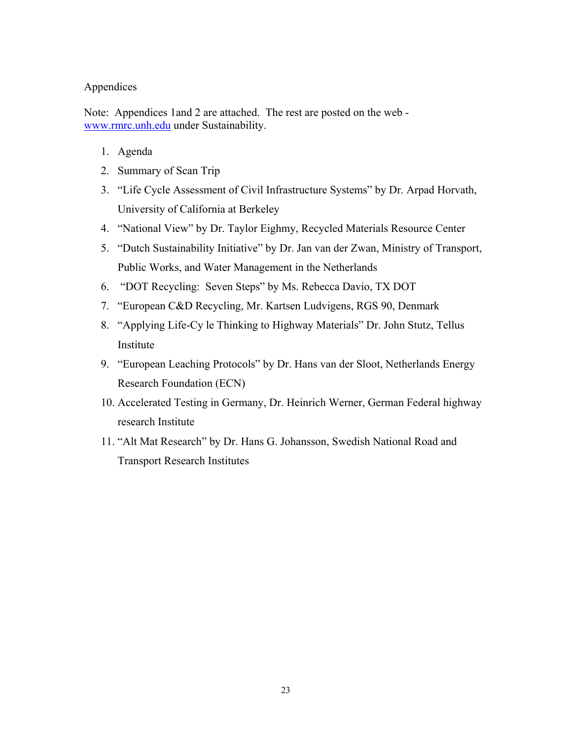Appendices

Note: Appendices 1and 2 are attached. The rest are posted on the web - www.rmrc.unh.edu under Sustainability.

1. Agenda
2. Summary of Scan Trip
3. "Life Cycle Assessment of Civil Infrastructure Systems" by Dr. Arpad Horvath, University of California at Berkeley
4. "National View" by Dr. Taylor Eighmy, Recycled Materials Resource Center
5. "Dutch Sustainability Initiative" by Dr. Jan van der Zwan, Ministry of Transport, Public Works, and Water Management in the Netherlands
6. "DOT Recycling: Seven Steps" by Ms. Rebecca Davio, TX DOT
7. "European C&D Recycling, Mr. Kartsen Ludvigens, RGS 90, Denmark
8. "Applying Life-Cy le Thinking to Highway Materials" Dr. John Stutz, Tellus Institute
9. "European Leaching Protocols" by Dr. Hans van der Sloot, Netherlands Energy Research Foundation (ECN)
10. Accelerated Testing in Germany, Dr. Heinrich Werner, German Federal highway research Institute
11. "Alt Mat Research" by Dr. Hans G. Johansson, Swedish National Road and Transport Research Institutes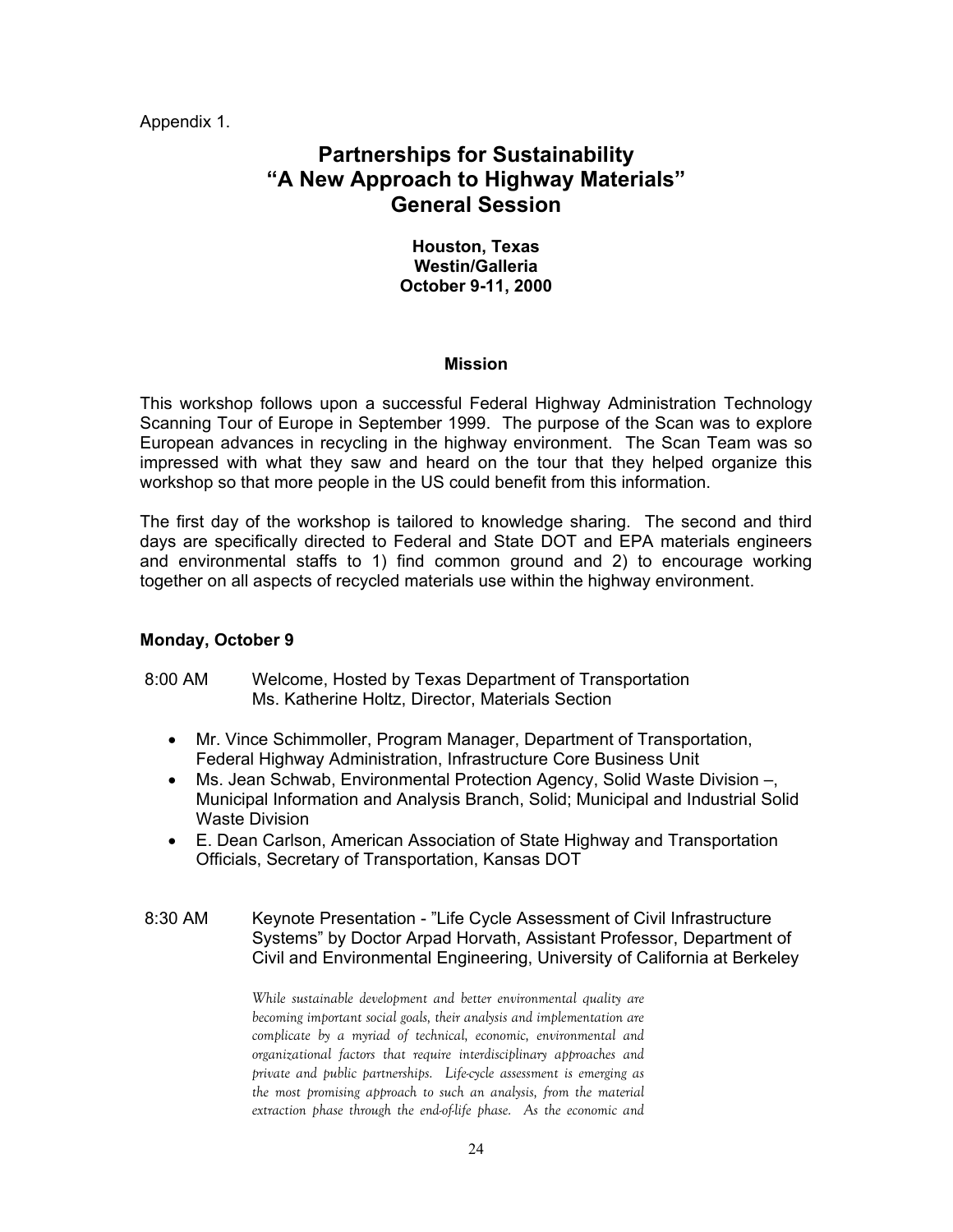Appendix 1.

# Partnerships for Sustainability
# "A New Approach to Highway Materials"
# General Session

**Houston, Texas**
**Westin/Galleria**
**October 9-11, 2000**

## Mission

This workshop follows upon a successful Federal Highway Administration Technology Scanning Tour of Europe in September 1999. The purpose of the Scan was to explore European advances in recycling in the highway environment. The Scan Team was so impressed with what they saw and heard on the tour that they helped organize this workshop so that more people in the US could benefit from this information.

The first day of the workshop is tailored to knowledge sharing. The second and third days are specifically directed to Federal and State DOT and EPA materials engineers and environmental staffs to 1) find common ground and 2) to encourage working together on all aspects of recycled materials use within the highway environment.

### Monday, October 9

8:00 AM Welcome, Hosted by Texas Department of Transportation
Ms. Katherine Holtz, Director, Materials Section

- Mr. Vince Schimmoller, Program Manager, Department of Transportation, Federal Highway Administration, Infrastructure Core Business Unit
- Ms. Jean Schwab, Environmental Protection Agency, Solid Waste Division –, Municipal Information and Analysis Branch, Solid; Municipal and Industrial Solid Waste Division
- E. Dean Carlson, American Association of State Highway and Transportation Officials, Secretary of Transportation, Kansas DOT

8:30 AM Keynote Presentation - "Life Cycle Assessment of Civil Infrastructure Systems" by Doctor Arpad Horvath, Assistant Professor, Department of Civil and Environmental Engineering, University of California at Berkeley

*While sustainable development and better environmental quality are becoming important social goals, their analysis and implementation are complicate by a myriad of technical, economic, environmental and organizational factors that require interdisciplinary approaches and private and public partnerships. Life-cycle assessment is emerging as the most promising approach to such an analysis, from the material extraction phase through the end-of-life phase. As the economic and*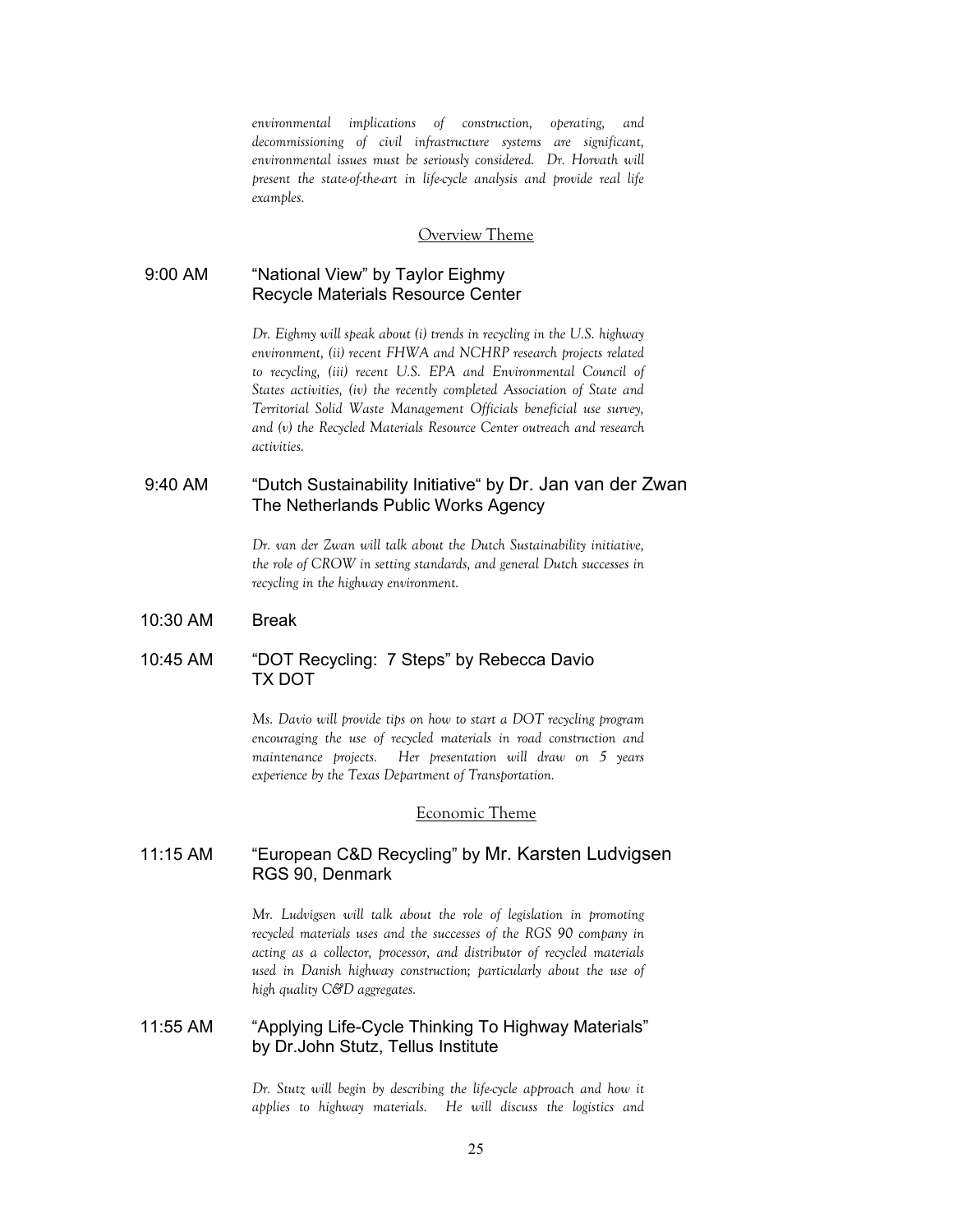*environmental implications of construction, operating, and decommissioning of civil infrastructure systems are significant, environmental issues must be seriously considered. Dr. Horvath will present the state-of-the-art in life-cycle analysis and provide real life examples.*

## Overview Theme

**9:00 AM** "National View" by Taylor Eighmy
Recycle Materials Resource Center

*Dr. Eighmy will speak about (i) trends in recycling in the U.S. highway environment, (ii) recent FHWA and NCHRP research projects related to recycling, (iii) recent U.S. EPA and Environmental Council of States activities, (iv) the recently completed Association of State and Territorial Solid Waste Management Officials beneficial use survey, and (v) the Recycled Materials Resource Center outreach and research activities.*

**9:40 AM** "Dutch Sustainability Initiative" by Dr. Jan van der Zwan
The Netherlands Public Works Agency

*Dr. van der Zwan will talk about the Dutch Sustainability initiative, the role of CROW in setting standards, and general Dutch successes in recycling in the highway environment.*

**10:30 AM** Break

**10:45 AM** "DOT Recycling: 7 Steps" by Rebecca Davio
TX DOT

*Ms. Davio will provide tips on how to start a DOT recycling program encouraging the use of recycled materials in road construction and maintenance projects. Her presentation will draw on 5 years experience by the Texas Department of Transportation.*

## Economic Theme

**11:15 AM** "European C&D Recycling" by Mr. Karsten Ludvigsen
RGS 90, Denmark

*Mr. Ludvigsen will talk about the role of legislation in promoting recycled materials uses and the successes of the RGS 90 company in acting as a collector, processor, and distributor of recycled materials used in Danish highway construction; particularly about the use of high quality C&D aggregates.*

**11:55 AM** "Applying Life-Cycle Thinking To Highway Materials" by Dr.John Stutz, Tellus Institute

*Dr. Stutz will begin by describing the life-cycle approach and how it applies to highway materials. He will discuss the logistics and*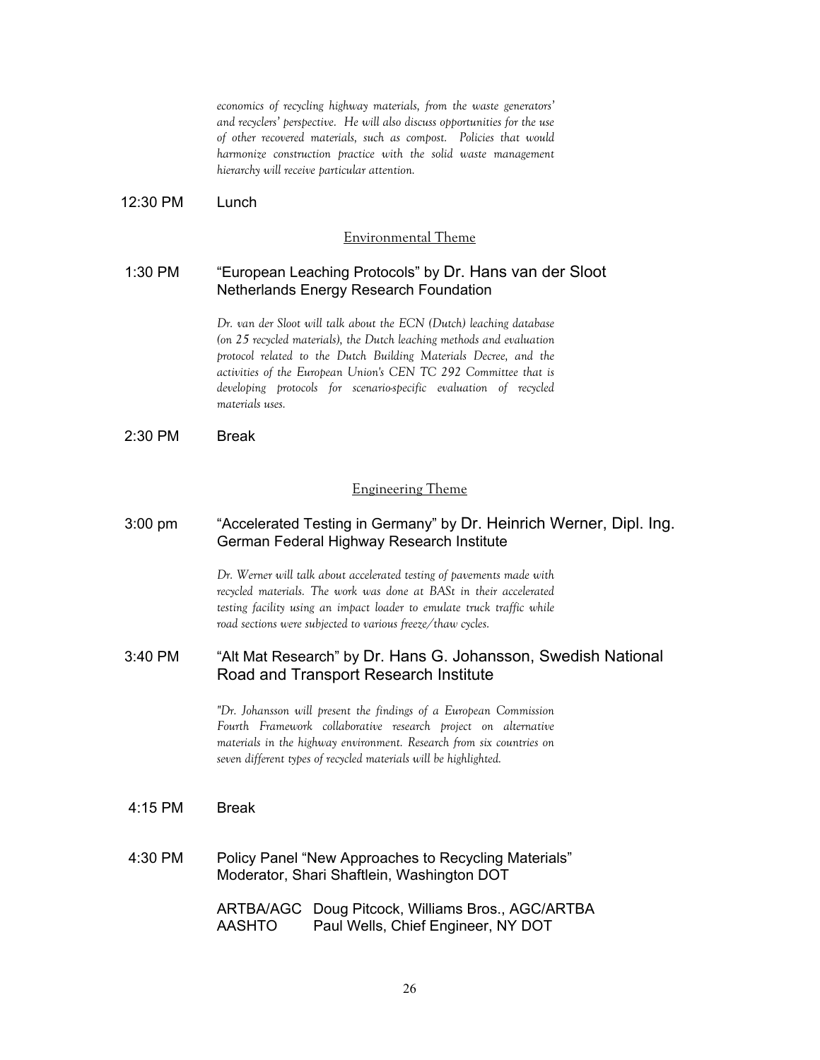*economics of recycling highway materials, from the waste generators' and recyclers' perspective. He will also discuss opportunities for the use of other recovered materials, such as compost. Policies that would harmonize construction practice with the solid waste management hierarchy will receive particular attention.*

12:30 PM Lunch

Environmental Theme

1:30 PM "European Leaching Protocols" by Dr. Hans van der Sloot
Netherlands Energy Research Foundation

*Dr. van der Sloot will talk about the ECN (Dutch) leaching database (on 25 recycled materials), the Dutch leaching methods and evaluation protocol related to the Dutch Building Materials Decree, and the activities of the European Union's CEN TC 292 Committee that is developing protocols for scenario-specific evaluation of recycled materials uses.*

2:30 PM Break

Engineering Theme

3:00 pm "Accelerated Testing in Germany" by Dr. Heinrich Werner, Dipl. Ing.
German Federal Highway Research Institute

*Dr. Werner will talk about accelerated testing of pavements made with recycled materials. The work was done at BASt in their accelerated testing facility using an impact loader to emulate truck traffic while road sections were subjected to various freeze/thaw cycles.*

3:40 PM "Alt Mat Research" by Dr. Hans G. Johansson, Swedish National Road and Transport Research Institute

*"Dr. Johansson will present the findings of a European Commission Fourth Framework collaborative research project on alternative materials in the highway environment. Research from six countries on seven different types of recycled materials will be highlighted.*

4:15 PM Break

4:30 PM Policy Panel "New Approaches to Recycling Materials"
Moderator, Shari Shaftlein, Washington DOT

ARTBA/AGC Doug Pitcock, Williams Bros., AGC/ARTBA
AASHTO Paul Wells, Chief Engineer, NY DOT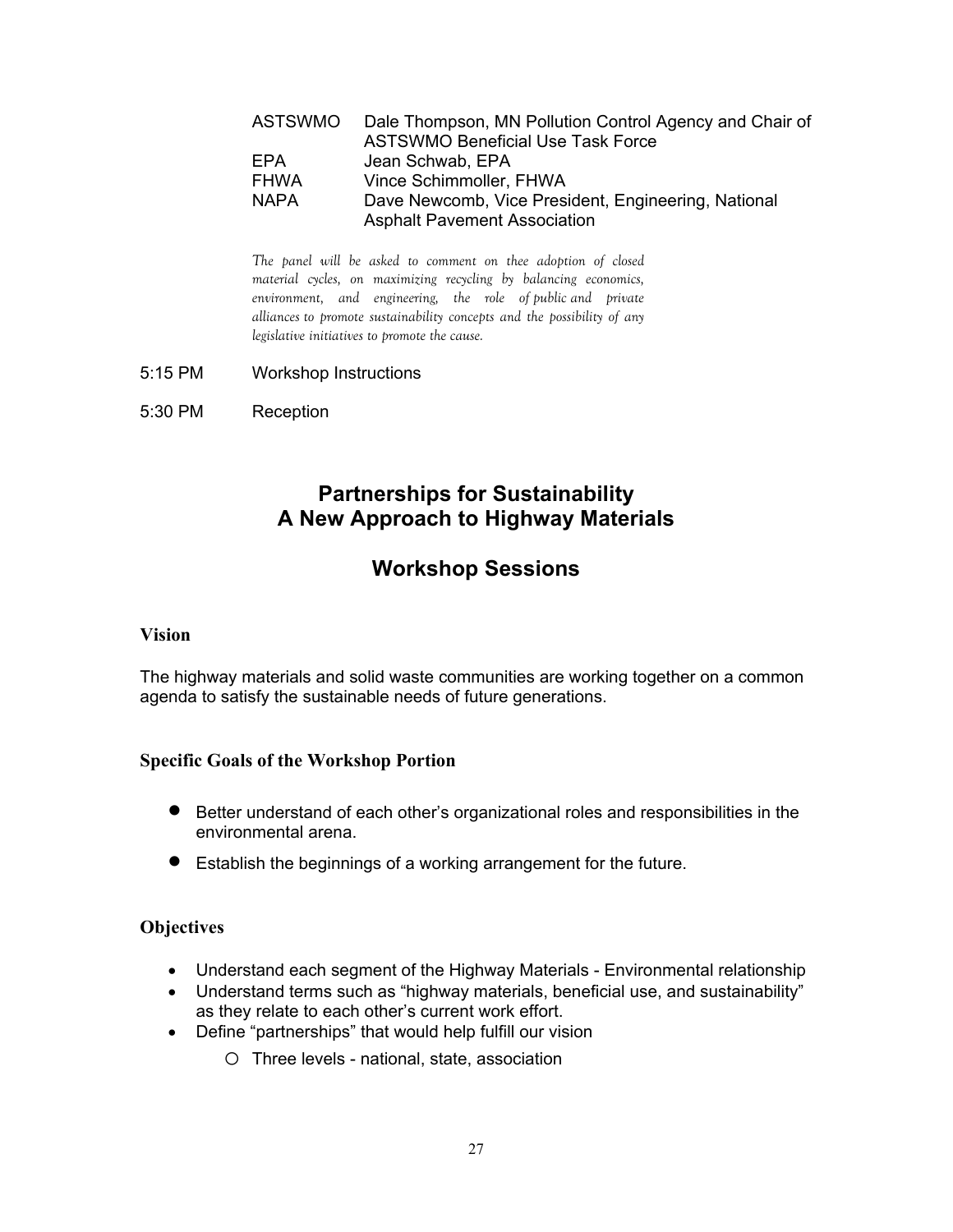| | |
|---|---|
| ASTSWMO | Dale Thompson, MN Pollution Control Agency and Chair of ASTSWMO Beneficial Use Task Force |
| EPA | Jean Schwab, EPA |
| FHWA | Vince Schimmoller, FHWA |
| NAPA | Dave Newcomb, Vice President, Engineering, National Asphalt Pavement Association |

*The panel will be asked to comment on thee adoption of closed material cycles, on maximizing recycling by balancing economics, environment, and engineering, the role of public and private alliances to promote sustainability concepts and the possibility of any legislative initiatives to promote the cause.*

5:15 PM Workshop Instructions

5:30 PM Reception

## Partnerships for Sustainability A New Approach to Highway Materials

## Workshop Sessions

### Vision

The highway materials and solid waste communities are working together on a common agenda to satisfy the sustainable needs of future generations.

### Specific Goals of the Workshop Portion

- Better understand of each other's organizational roles and responsibilities in the environmental arena.
- Establish the beginnings of a working arrangement for the future.

### Objectives

- Understand each segment of the Highway Materials - Environmental relationship
- Understand terms such as "highway materials, beneficial use, and sustainability" as they relate to each other's current work effort.
- Define "partnerships" that would help fulfill our vision
  - Three levels - national, state, association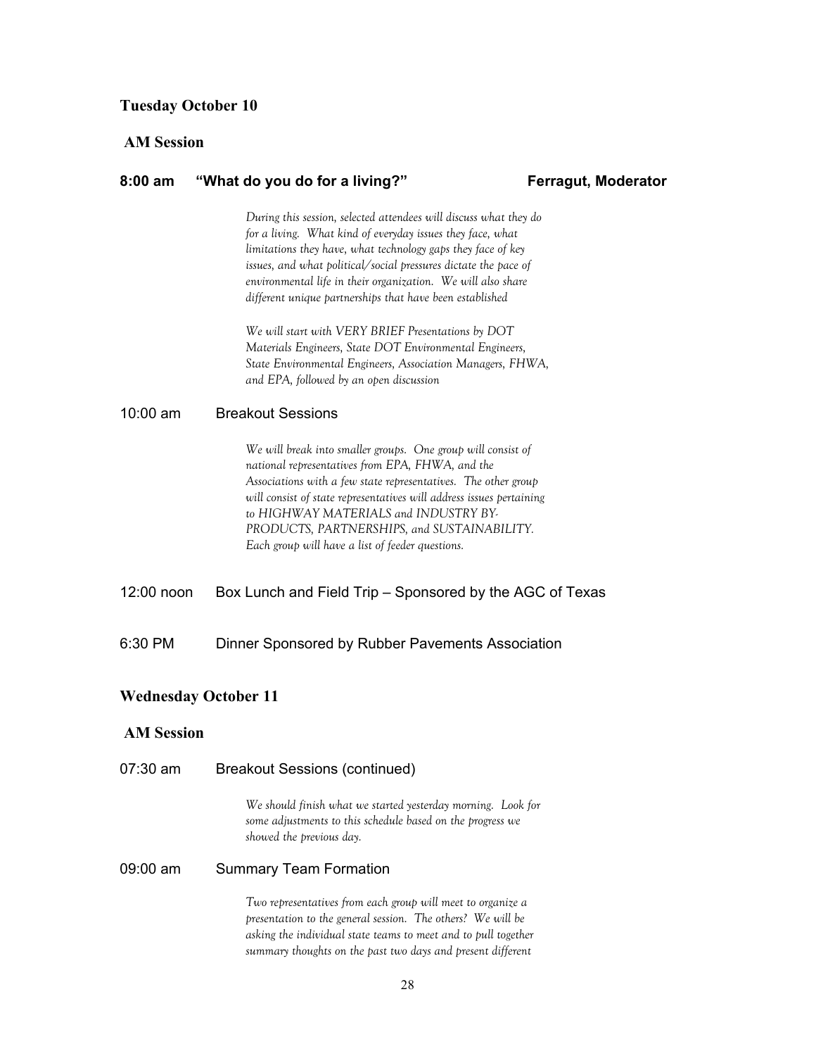## Tuesday October 10

### AM Session

**8:00 am "What do you do for a living?" Ferragut, Moderator**

*During this session, selected attendees will discuss what they do for a living. What kind of everyday issues they face, what limitations they have, what technology gaps they face of key issues, and what political/social pressures dictate the pace of environmental life in their organization. We will also share different unique partnerships that have been established*

*We will start with VERY BRIEF Presentations by DOT Materials Engineers, State DOT Environmental Engineers, State Environmental Engineers, Association Managers, FHWA, and EPA, followed by an open discussion*

10:00 am Breakout Sessions

*We will break into smaller groups. One group will consist of national representatives from EPA, FHWA, and the Associations with a few state representatives. The other group will consist of state representatives will address issues pertaining to HIGHWAY MATERIALS and INDUSTRY BY-PRODUCTS, PARTNERSHIPS, and SUSTAINABILITY. Each group will have a list of feeder questions.*

12:00 noon Box Lunch and Field Trip – Sponsored by the AGC of Texas

6:30 PM Dinner Sponsored by Rubber Pavements Association

## Wednesday October 11

### AM Session

07:30 am Breakout Sessions (continued)

*We should finish what we started yesterday morning. Look for some adjustments to this schedule based on the progress we showed the previous day.*

09:00 am Summary Team Formation

*Two representatives from each group will meet to organize a presentation to the general session. The others? We will be asking the individual state teams to meet and to pull together summary thoughts on the past two days and present different*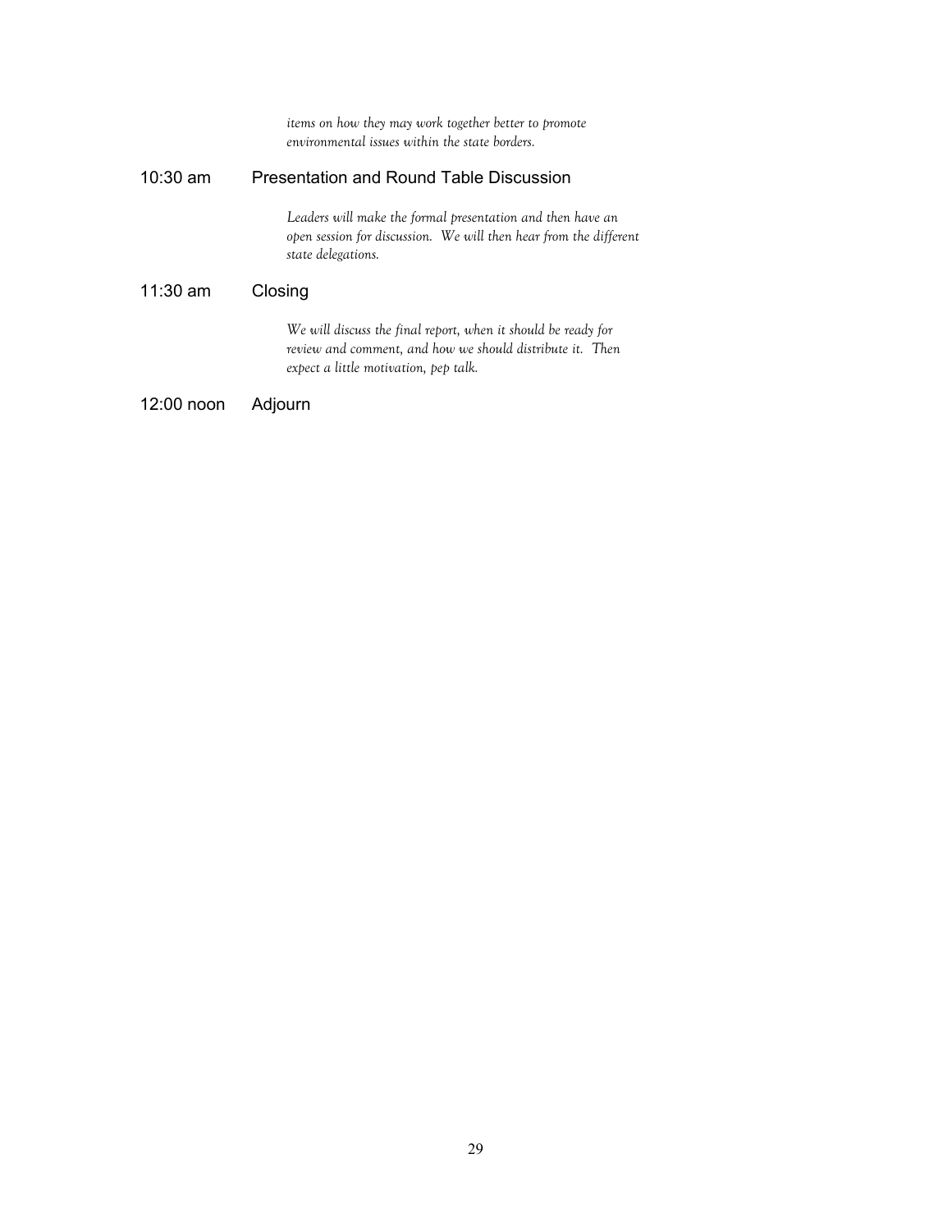*items on how they may work together better to promote environmental issues within the state borders.*

10:30 am Presentation and Round Table Discussion

*Leaders will make the formal presentation and then have an open session for discussion. We will then hear from the different state delegations.*

11:30 am Closing

*We will discuss the final report, when it should be ready for review and comment, and how we should distribute it. Then expect a little motivation, pep talk.*

12:00 noon Adjourn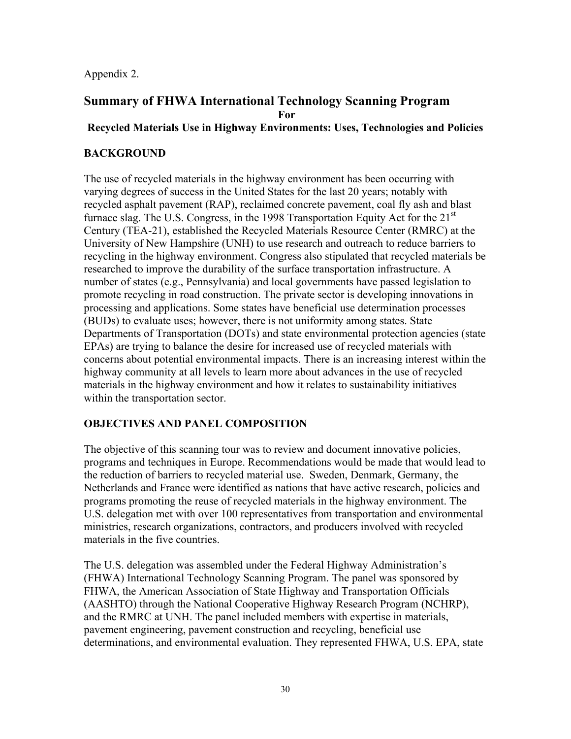Appendix 2.

## Summary of FHWA International Technology Scanning Program

**For**

**Recycled Materials Use in Highway Environments: Uses, Technologies and Policies**

### BACKGROUND

The use of recycled materials in the highway environment has been occurring with varying degrees of success in the United States for the last 20 years; notably with recycled asphalt pavement (RAP), reclaimed concrete pavement, coal fly ash and blast furnace slag. The U.S. Congress, in the 1998 Transportation Equity Act for the 21st Century (TEA-21), established the Recycled Materials Resource Center (RMRC) at the University of New Hampshire (UNH) to use research and outreach to reduce barriers to recycling in the highway environment. Congress also stipulated that recycled materials be researched to improve the durability of the surface transportation infrastructure. A number of states (e.g., Pennsylvania) and local governments have passed legislation to promote recycling in road construction. The private sector is developing innovations in processing and applications. Some states have beneficial use determination processes (BUDs) to evaluate uses; however, there is not uniformity among states. State Departments of Transportation (DOTs) and state environmental protection agencies (state EPAs) are trying to balance the desire for increased use of recycled materials with concerns about potential environmental impacts. There is an increasing interest within the highway community at all levels to learn more about advances in the use of recycled materials in the highway environment and how it relates to sustainability initiatives within the transportation sector.

### OBJECTIVES AND PANEL COMPOSITION

The objective of this scanning tour was to review and document innovative policies, programs and techniques in Europe. Recommendations would be made that would lead to the reduction of barriers to recycled material use. Sweden, Denmark, Germany, the Netherlands and France were identified as nations that have active research, policies and programs promoting the reuse of recycled materials in the highway environment. The U.S. delegation met with over 100 representatives from transportation and environmental ministries, research organizations, contractors, and producers involved with recycled materials in the five countries.

The U.S. delegation was assembled under the Federal Highway Administration's (FHWA) International Technology Scanning Program. The panel was sponsored by FHWA, the American Association of State Highway and Transportation Officials (AASHTO) through the National Cooperative Highway Research Program (NCHRP), and the RMRC at UNH. The panel included members with expertise in materials, pavement engineering, pavement construction and recycling, beneficial use determinations, and environmental evaluation. They represented FHWA, U.S. EPA, state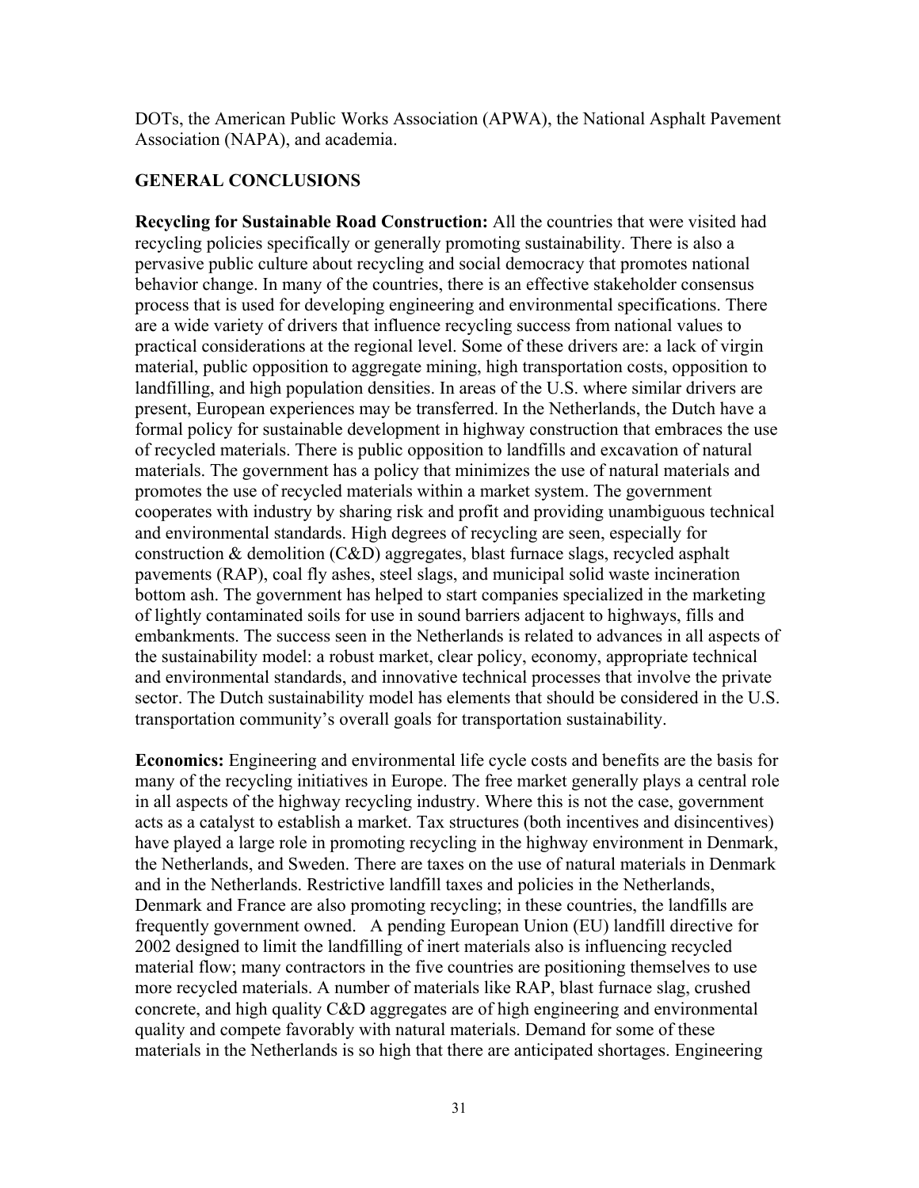DOTs, the American Public Works Association (APWA), the National Asphalt Pavement Association (NAPA), and academia.

## GENERAL CONCLUSIONS

**Recycling for Sustainable Road Construction:** All the countries that were visited had recycling policies specifically or generally promoting sustainability. There is also a pervasive public culture about recycling and social democracy that promotes national behavior change. In many of the countries, there is an effective stakeholder consensus process that is used for developing engineering and environmental specifications. There are a wide variety of drivers that influence recycling success from national values to practical considerations at the regional level. Some of these drivers are: a lack of virgin material, public opposition to aggregate mining, high transportation costs, opposition to landfilling, and high population densities. In areas of the U.S. where similar drivers are present, European experiences may be transferred. In the Netherlands, the Dutch have a formal policy for sustainable development in highway construction that embraces the use of recycled materials. There is public opposition to landfills and excavation of natural materials. The government has a policy that minimizes the use of natural materials and promotes the use of recycled materials within a market system. The government cooperates with industry by sharing risk and profit and providing unambiguous technical and environmental standards. High degrees of recycling are seen, especially for construction & demolition (C&D) aggregates, blast furnace slags, recycled asphalt pavements (RAP), coal fly ashes, steel slags, and municipal solid waste incineration bottom ash. The government has helped to start companies specialized in the marketing of lightly contaminated soils for use in sound barriers adjacent to highways, fills and embankments. The success seen in the Netherlands is related to advances in all aspects of the sustainability model: a robust market, clear policy, economy, appropriate technical and environmental standards, and innovative technical processes that involve the private sector. The Dutch sustainability model has elements that should be considered in the U.S. transportation community's overall goals for transportation sustainability.

**Economics:** Engineering and environmental life cycle costs and benefits are the basis for many of the recycling initiatives in Europe. The free market generally plays a central role in all aspects of the highway recycling industry. Where this is not the case, government acts as a catalyst to establish a market. Tax structures (both incentives and disincentives) have played a large role in promoting recycling in the highway environment in Denmark, the Netherlands, and Sweden. There are taxes on the use of natural materials in Denmark and in the Netherlands. Restrictive landfill taxes and policies in the Netherlands, Denmark and France are also promoting recycling; in these countries, the landfills are frequently government owned. A pending European Union (EU) landfill directive for 2002 designed to limit the landfilling of inert materials also is influencing recycled material flow; many contractors in the five countries are positioning themselves to use more recycled materials. A number of materials like RAP, blast furnace slag, crushed concrete, and high quality C&D aggregates are of high engineering and environmental quality and compete favorably with natural materials. Demand for some of these materials in the Netherlands is so high that there are anticipated shortages. Engineering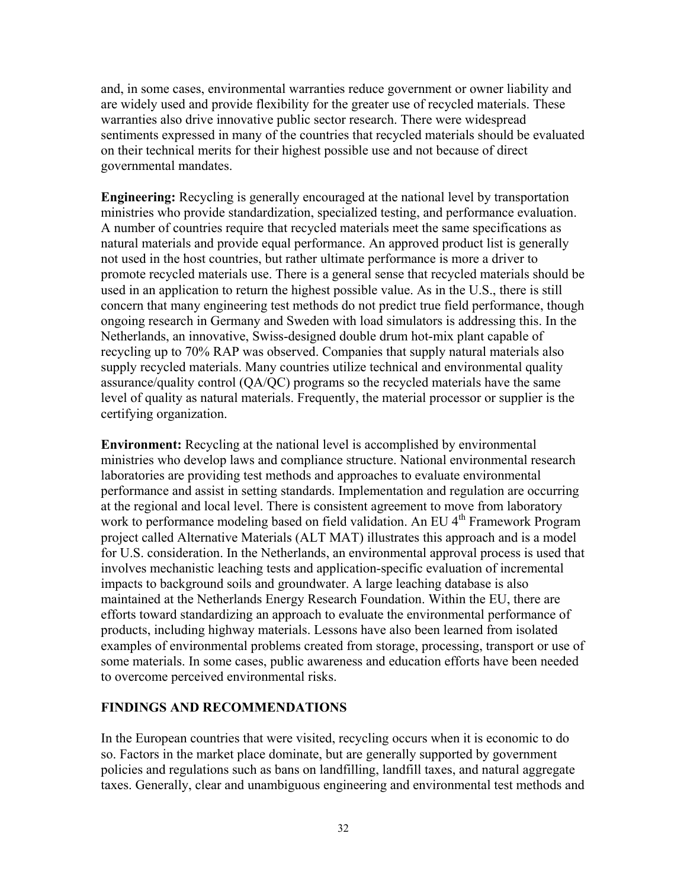and, in some cases, environmental warranties reduce government or owner liability and are widely used and provide flexibility for the greater use of recycled materials. These warranties also drive innovative public sector research. There were widespread sentiments expressed in many of the countries that recycled materials should be evaluated on their technical merits for their highest possible use and not because of direct governmental mandates.

**Engineering:** Recycling is generally encouraged at the national level by transportation ministries who provide standardization, specialized testing, and performance evaluation. A number of countries require that recycled materials meet the same specifications as natural materials and provide equal performance. An approved product list is generally not used in the host countries, but rather ultimate performance is more a driver to promote recycled materials use. There is a general sense that recycled materials should be used in an application to return the highest possible value. As in the U.S., there is still concern that many engineering test methods do not predict true field performance, though ongoing research in Germany and Sweden with load simulators is addressing this. In the Netherlands, an innovative, Swiss-designed double drum hot-mix plant capable of recycling up to 70% RAP was observed. Companies that supply natural materials also supply recycled materials. Many countries utilize technical and environmental quality assurance/quality control (QA/QC) programs so the recycled materials have the same level of quality as natural materials. Frequently, the material processor or supplier is the certifying organization.

**Environment:** Recycling at the national level is accomplished by environmental ministries who develop laws and compliance structure. National environmental research laboratories are providing test methods and approaches to evaluate environmental performance and assist in setting standards. Implementation and regulation are occurring at the regional and local level. There is consistent agreement to move from laboratory work to performance modeling based on field validation. An EU 4th Framework Program project called Alternative Materials (ALT MAT) illustrates this approach and is a model for U.S. consideration. In the Netherlands, an environmental approval process is used that involves mechanistic leaching tests and application-specific evaluation of incremental impacts to background soils and groundwater. A large leaching database is also maintained at the Netherlands Energy Research Foundation. Within the EU, there are efforts toward standardizing an approach to evaluate the environmental performance of products, including highway materials. Lessons have also been learned from isolated examples of environmental problems created from storage, processing, transport or use of some materials. In some cases, public awareness and education efforts have been needed to overcome perceived environmental risks.

## FINDINGS AND RECOMMENDATIONS

In the European countries that were visited, recycling occurs when it is economic to do so. Factors in the market place dominate, but are generally supported by government policies and regulations such as bans on landfilling, landfill taxes, and natural aggregate taxes. Generally, clear and unambiguous engineering and environmental test methods and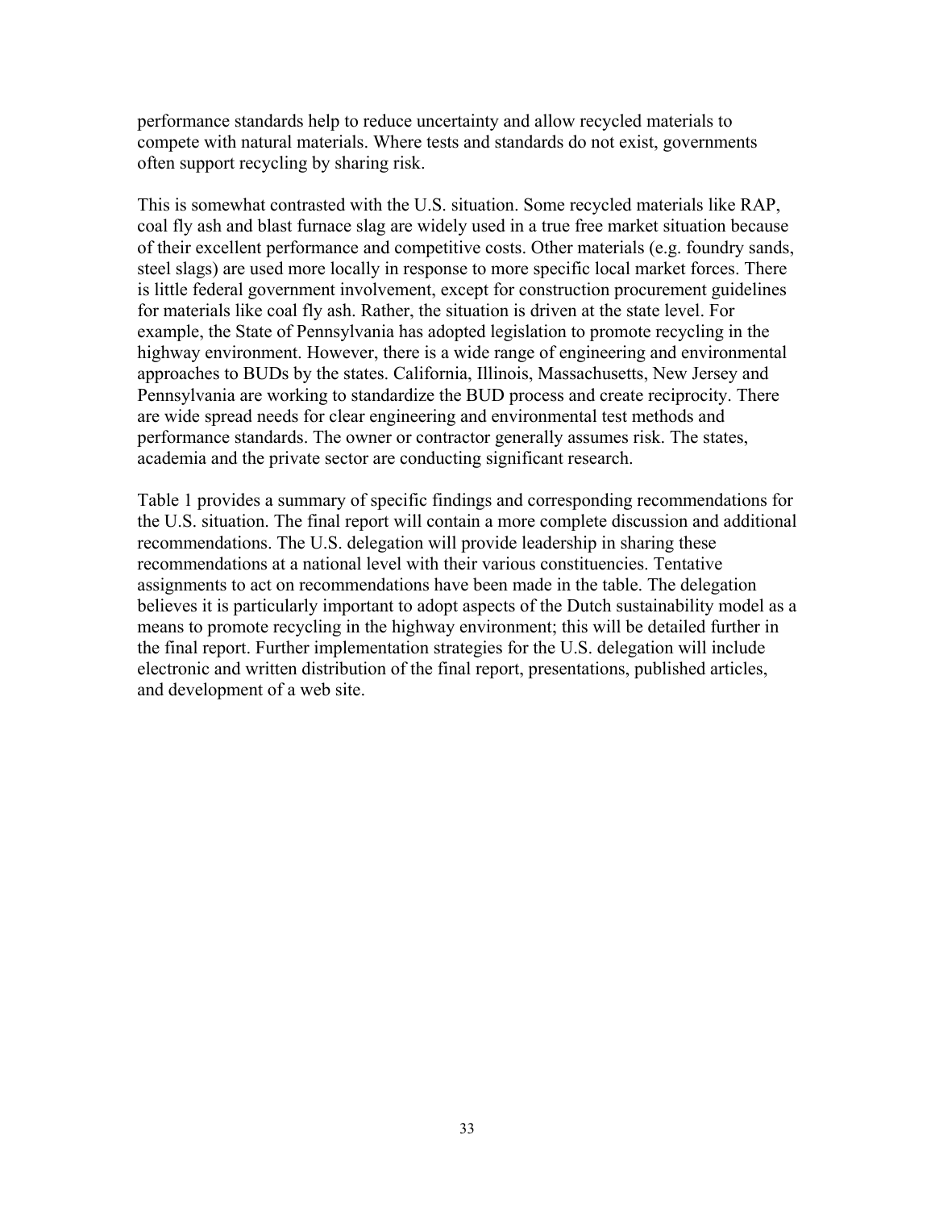performance standards help to reduce uncertainty and allow recycled materials to compete with natural materials. Where tests and standards do not exist, governments often support recycling by sharing risk.

This is somewhat contrasted with the U.S. situation. Some recycled materials like RAP, coal fly ash and blast furnace slag are widely used in a true free market situation because of their excellent performance and competitive costs. Other materials (e.g. foundry sands, steel slags) are used more locally in response to more specific local market forces. There is little federal government involvement, except for construction procurement guidelines for materials like coal fly ash. Rather, the situation is driven at the state level. For example, the State of Pennsylvania has adopted legislation to promote recycling in the highway environment. However, there is a wide range of engineering and environmental approaches to BUDs by the states. California, Illinois, Massachusetts, New Jersey and Pennsylvania are working to standardize the BUD process and create reciprocity. There are wide spread needs for clear engineering and environmental test methods and performance standards. The owner or contractor generally assumes risk. The states, academia and the private sector are conducting significant research.

Table 1 provides a summary of specific findings and corresponding recommendations for the U.S. situation. The final report will contain a more complete discussion and additional recommendations. The U.S. delegation will provide leadership in sharing these recommendations at a national level with their various constituencies. Tentative assignments to act on recommendations have been made in the table. The delegation believes it is particularly important to adopt aspects of the Dutch sustainability model as a means to promote recycling in the highway environment; this will be detailed further in the final report. Further implementation strategies for the U.S. delegation will include electronic and written distribution of the final report, presentations, published articles, and development of a web site.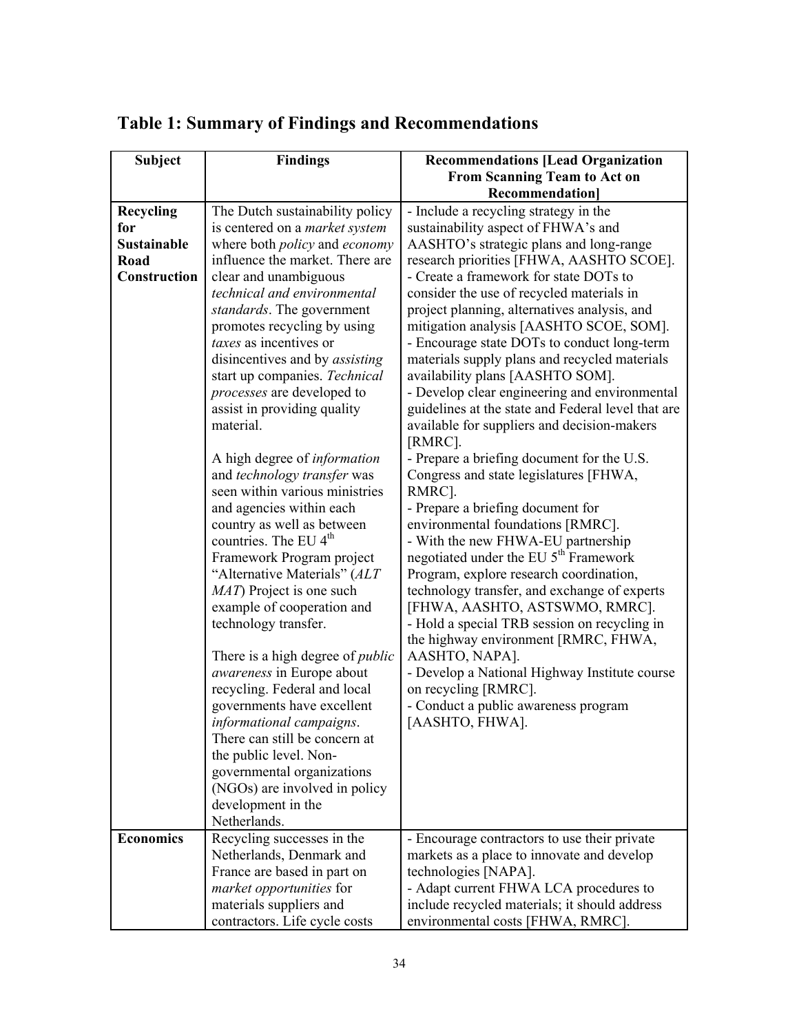# Table 1: Summary of Findings and Recommendations

| Subject | Findings | Recommendations [Lead Organization From Scanning Team to Act on Recommendation] |
|---|---|---|
| **Recycling for Sustainable Road Construction** | The Dutch sustainability policy is centered on a *market system* where both *policy* and *economy* influence the market. There are clear and unambiguous *technical and environmental standards*. The government promotes recycling by using *taxes* as incentives or disincentives and by *assisting* start up companies. *Technical processes* are developed to assist in providing quality material.<br><br>A high degree of *information* and *technology transfer* was seen within various ministries and agencies within each country as well as between countries. The EU 4th Framework Program project "Alternative Materials" (*ALT MAT*) Project is one such example of cooperation and technology transfer.<br><br>There is a high degree of *public awareness* in Europe about recycling. Federal and local governments have excellent *informational campaigns*. There can still be concern at the public level. Non-governmental organizations (NGOs) are involved in policy development in the Netherlands. | - Include a recycling strategy in the sustainability aspect of FHWA's and AASHTO's strategic plans and long-range research priorities [FHWA, AASHTO SCOE].<br>- Create a framework for state DOTs to consider the use of recycled materials in project planning, alternatives analysis, and mitigation analysis [AASHTO SCOE, SOM].<br>- Encourage state DOTs to conduct long-term materials supply plans and recycled materials availability plans [AASHTO SOM].<br>- Develop clear engineering and environmental guidelines at the state and Federal level that are available for suppliers and decision-makers [RMRC].<br>- Prepare a briefing document for the U.S. Congress and state legislatures [FHWA, RMRC].<br>- Prepare a briefing document for environmental foundations [RMRC].<br>- With the new FHWA-EU partnership negotiated under the EU 5th Framework Program, explore research coordination, technology transfer, and exchange of experts [FHWA, AASHTO, ASTSWMO, RMRC].<br>- Hold a special TRB session on recycling in the highway environment [RMRC, FHWA, AASHTO, NAPA].<br>- Develop a National Highway Institute course on recycling [RMRC].<br>- Conduct a public awareness program [AASHTO, FHWA]. |
| **Economics** | Recycling successes in the Netherlands, Denmark and France are based in part on *market opportunities* for materials suppliers and contractors. Life cycle costs | - Encourage contractors to use their private markets as a place to innovate and develop technologies [NAPA].<br>- Adapt current FHWA LCA procedures to include recycled materials; it should address environmental costs [FHWA, RMRC]. |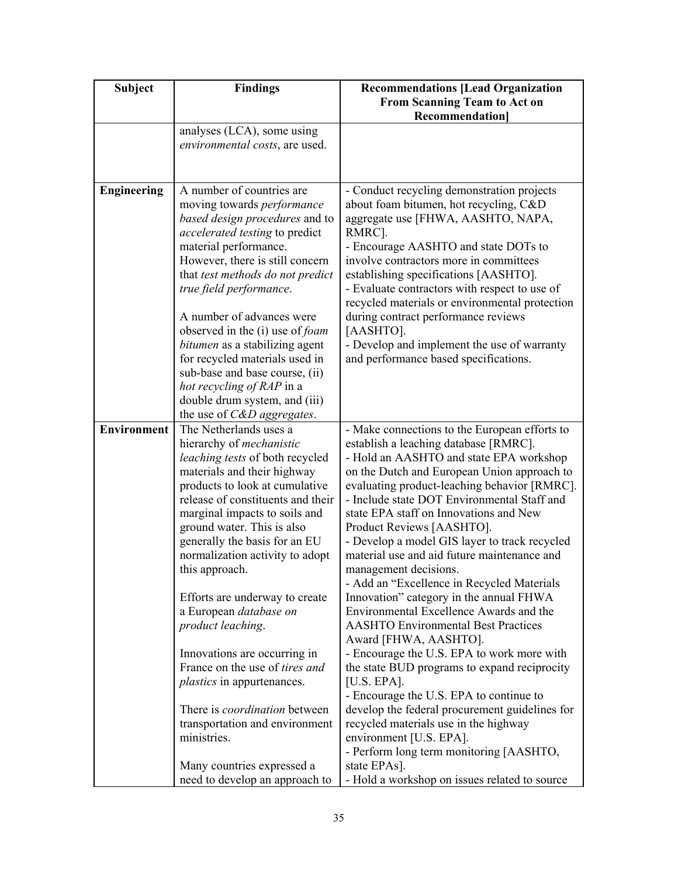| Subject | Findings | Recommendations [Lead Organization From Scanning Team to Act on Recommendation] |
|---|---|---|
| | analyses (LCA), some using *environmental costs*, are used. | |
| **Engineering** | A number of countries are moving towards *performance based design procedures* and to *accelerated testing* to predict material performance. However, there is still concern that *test methods do not predict true field performance*.<br><br>A number of advances were observed in the (i) use of *foam bitumen* as a stabilizing agent for recycled materials used in sub-base and base course, (ii) *hot recycling of RAP* in a double drum system, and (iii) the use of *C&D aggregates*. | - Conduct recycling demonstration projects about foam bitumen, hot recycling, C&D aggregate use [FHWA, AASHTO, NAPA, RMRC].<br>- Encourage AASHTO and state DOTs to involve contractors more in committees establishing specifications [AASHTO].<br>- Evaluate contractors with respect to use of recycled materials or environmental protection during contract performance reviews [AASHTO].<br>- Develop and implement the use of warranty and performance based specifications. |
| **Environment** | The Netherlands uses a hierarchy of *mechanistic leaching tests* of both recycled materials and their highway products to look at cumulative release of constituents and their marginal impacts to soils and ground water. This is also generally the basis for an EU normalization activity to adopt this approach.<br><br>Efforts are underway to create a European *database on product leaching*.<br><br>Innovations are occurring in France on the use of *tires and plastics* in appurtenances.<br><br>There is *coordination* between transportation and environment ministries.<br><br>Many countries expressed a need to develop an approach to | - Make connections to the European efforts to establish a leaching database [RMRC].<br>- Hold an AASHTO and state EPA workshop on the Dutch and European Union approach to evaluating product-leaching behavior [RMRC].<br>- Include state DOT Environmental Staff and state EPA staff on Innovations and New Product Reviews [AASHTO].<br>- Develop a model GIS layer to track recycled material use and aid future maintenance and management decisions.<br>- Add an "Excellence in Recycled Materials Innovation" category in the annual FHWA Environmental Excellence Awards and the AASHTO Environmental Best Practices Award [FHWA, AASHTO].<br>- Encourage the U.S. EPA to work more with the state BUD programs to expand reciprocity [U.S. EPA].<br>- Encourage the U.S. EPA to continue to develop the federal procurement guidelines for recycled materials use in the highway environment [U.S. EPA].<br>- Perform long term monitoring [AASHTO, state EPAs].<br>- Hold a workshop on issues related to source |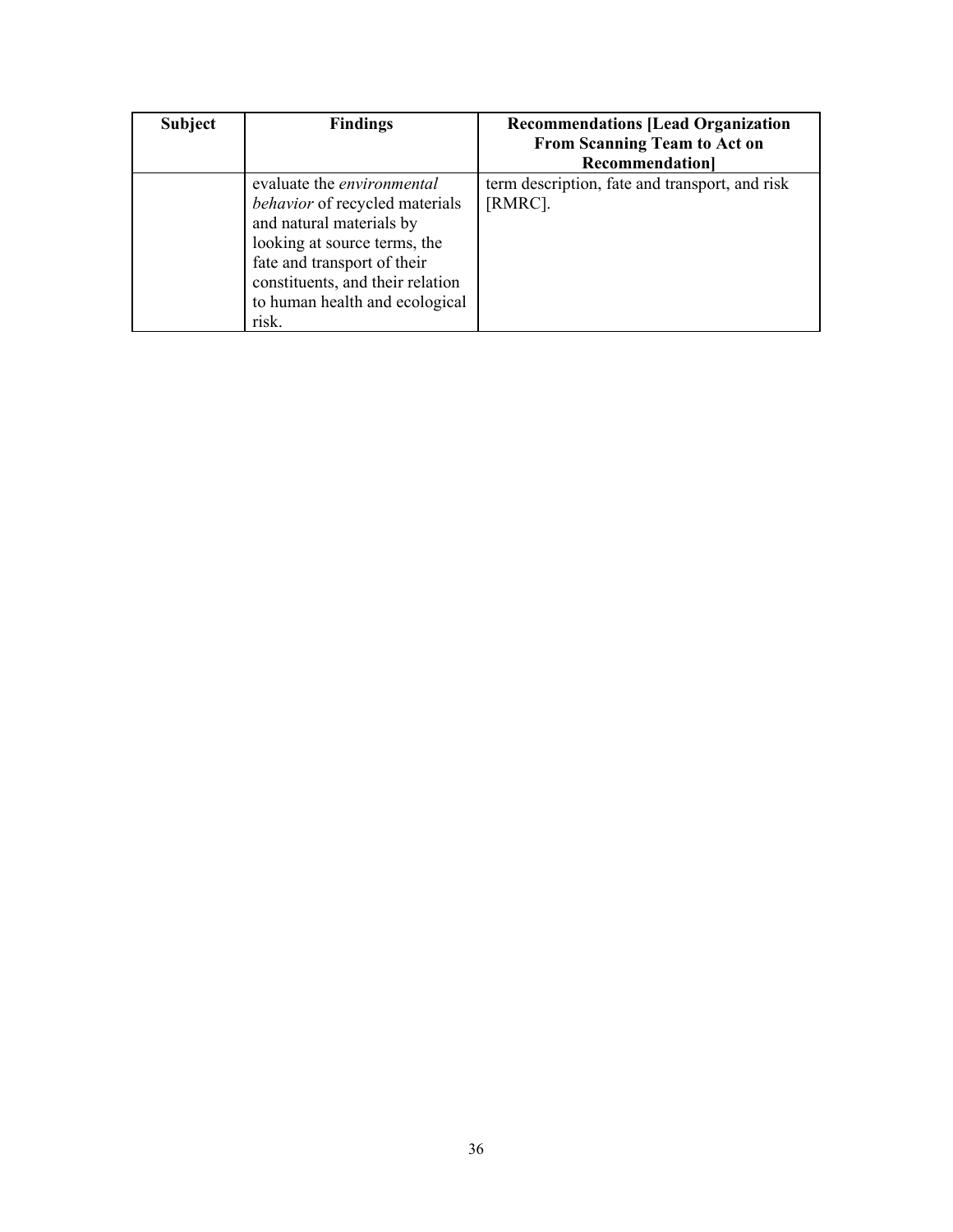| Subject | Findings | Recommendations [Lead Organization From Scanning Team to Act on Recommendation] |
| --- | --- | --- |
| | evaluate the *environmental behavior* of recycled materials and natural materials by looking at source terms, the fate and transport of their constituents, and their relation to human health and ecological risk. | term description, fate and transport, and risk [RMRC]. |